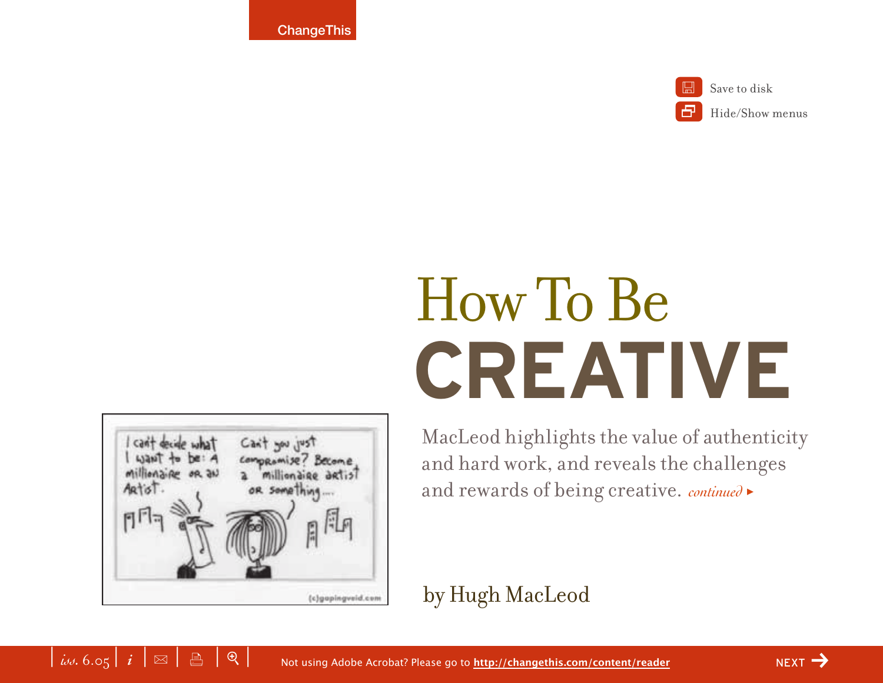ChangeThis

# How To Be CREATIVE

MacLeod highlights the value of authenticity and hard work, and reveals the challenges and rewards of being creative. *continued* ▸

by Hugh MacLeod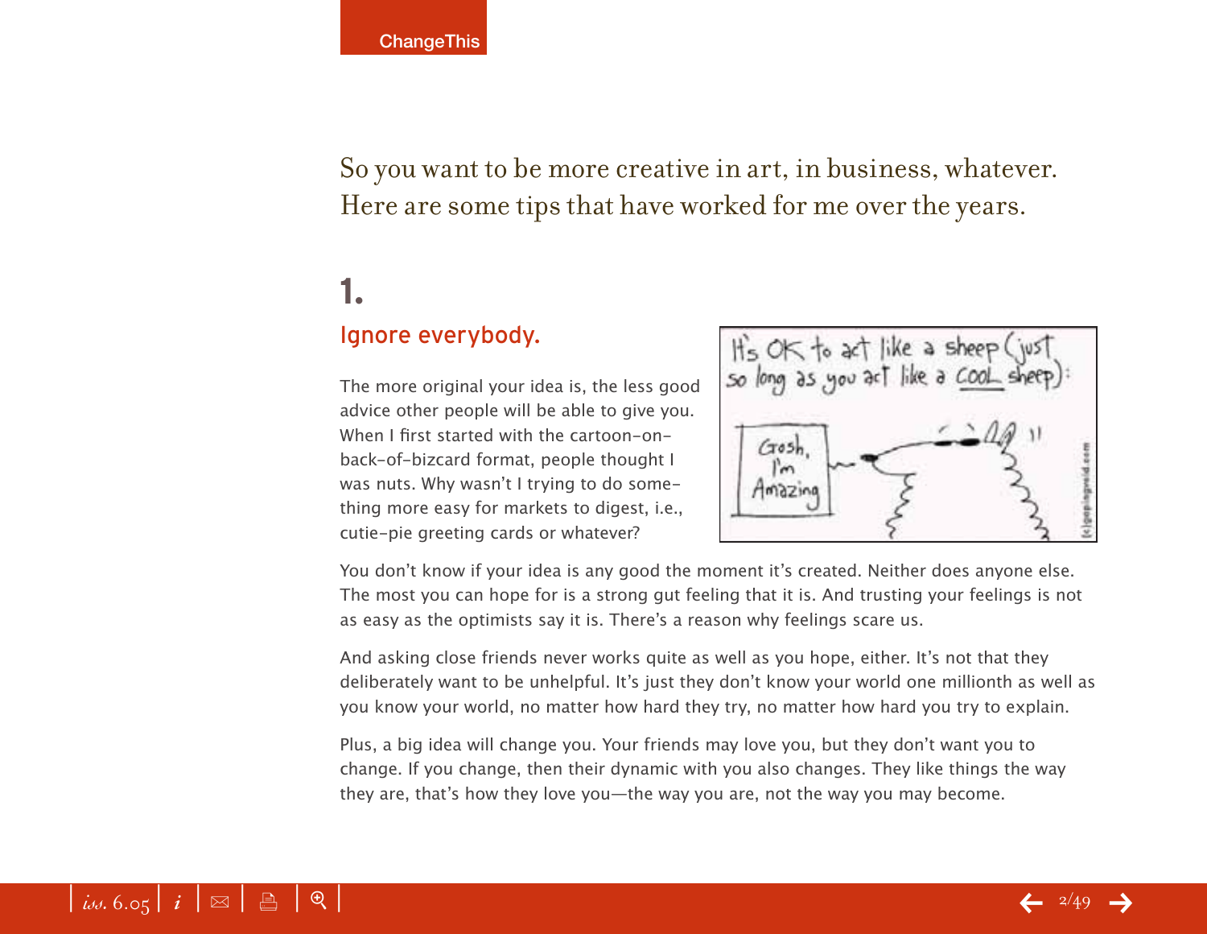So you want to be more creative in art, in business, whatever. Here are some tips that have worked for me over the years.

## 1.

### Ignore everybody.

The more original your idea is, the less good advice other people will be able to give you. When I first started with the cartoon-on-back-of-bizcard format, people thought I was nuts. Why wasn't I trying to do something more easy for markets to digest, i.e., cutie-pie greeting cards or whatever?

You don't know if your idea is any good the moment it's created. Neither does anyone else. The most you can hope for is a strong gut feeling that it is. And trusting your feelings is not as easy as the optimists say it is. There's a reason why feelings scare us.

And asking close friends never works quite as well as you hope, either. It's not that they deliberately want to be unhelpful. It's just they don't know your world one millionth as well as you know your world, no matter how hard they try, no matter how hard you try to explain.

Plus, a big idea will change you. Your friends may love you, but they don't want you to change. If you change, then their dynamic with you also changes. They like things the way they are, that's how they love you—the way you are, not the way you may become.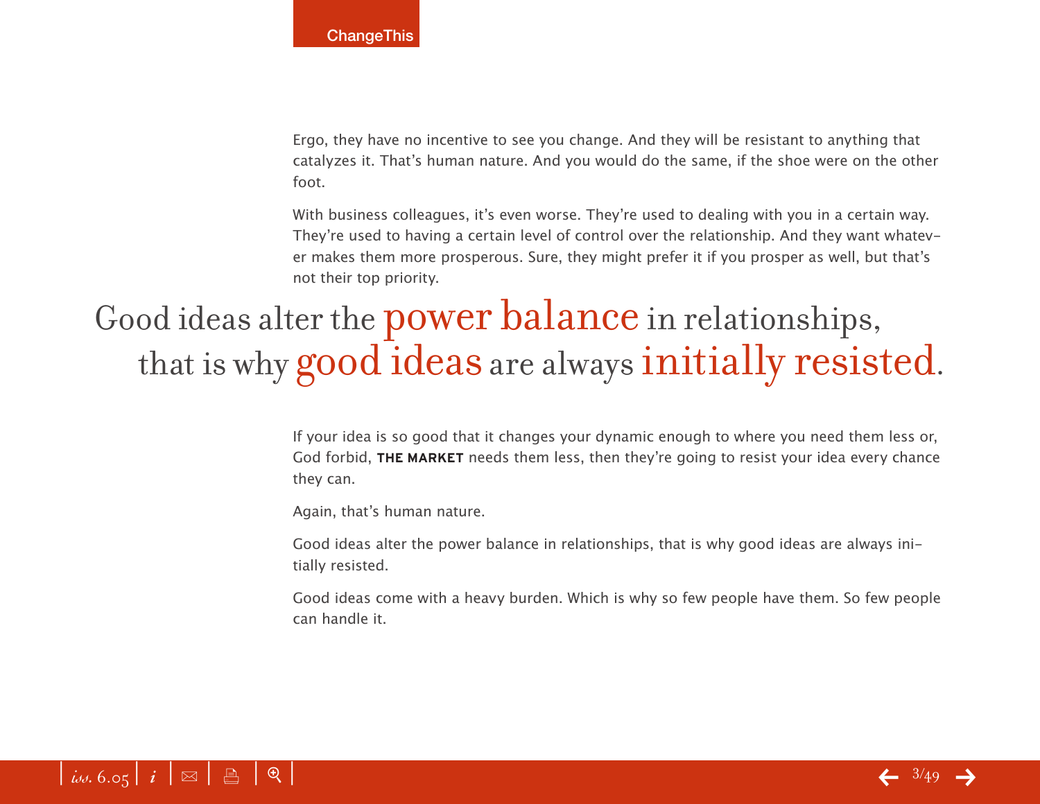Ergo, they have no incentive to see you change. And they will be resistant to anything that catalyzes it. That's human nature. And you would do the same, if the shoe were on the other foot.

With business colleagues, it's even worse. They're used to dealing with you in a certain way. They're used to having a certain level of control over the relationship. And they want whatever makes them more prosperous. Sure, they might prefer it if you prosper as well, but that's not their top priority.

> Good ideas alter the power balance in relationships, that is why good ideas are always initially resisted.

If your idea is so good that it changes your dynamic enough to where you need them less or, God forbid, **THE MARKET** needs them less, then they're going to resist your idea every chance they can.

Again, that's human nature.

Good ideas alter the power balance in relationships, that is why good ideas are always initially resisted.

Good ideas come with a heavy burden. Which is why so few people have them. So few people can handle it.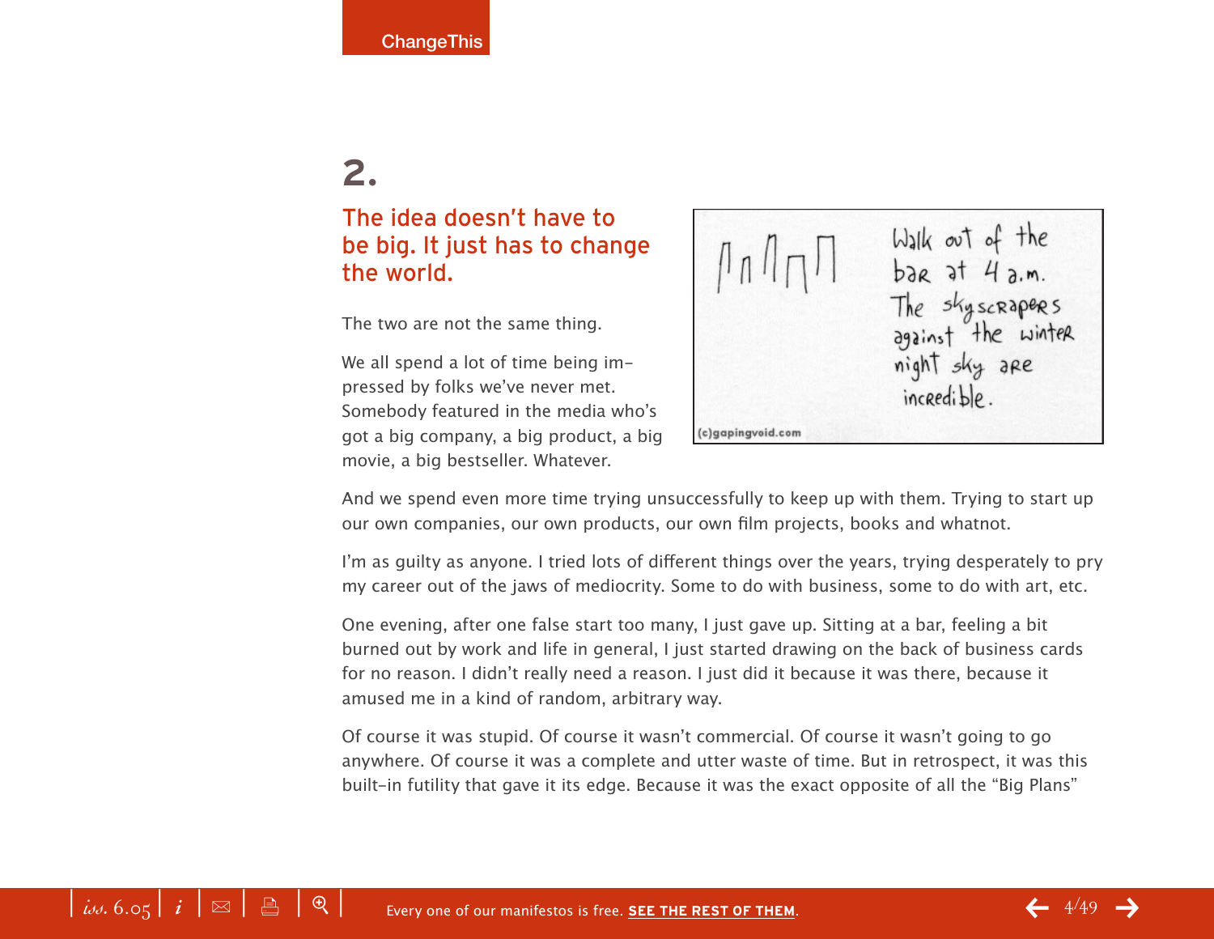## 2.

### The idea doesn't have to be big. It just has to change the world.

The two are not the same thing.

We all spend a lot of time being impressed by folks we've never met. Somebody featured in the media who's got a big company, a big product, a big movie, a big bestseller. Whatever.

And we spend even more time trying unsuccessfully to keep up with them. Trying to start up our own companies, our own products, our own film projects, books and whatnot.

I'm as guilty as anyone. I tried lots of different things over the years, trying desperately to pry my career out of the jaws of mediocrity. Some to do with business, some to do with art, etc.

One evening, after one false start too many, I just gave up. Sitting at a bar, feeling a bit burned out by work and life in general, I just started drawing on the back of business cards for no reason. I didn't really need a reason. I just did it because it was there, because it amused me in a kind of random, arbitrary way.

Of course it was stupid. Of course it wasn't commercial. Of course it wasn't going to go anywhere. Of course it was a complete and utter waste of time. But in retrospect, it was this built-in futility that gave it its edge. Because it was the exact opposite of all the "Big Plans"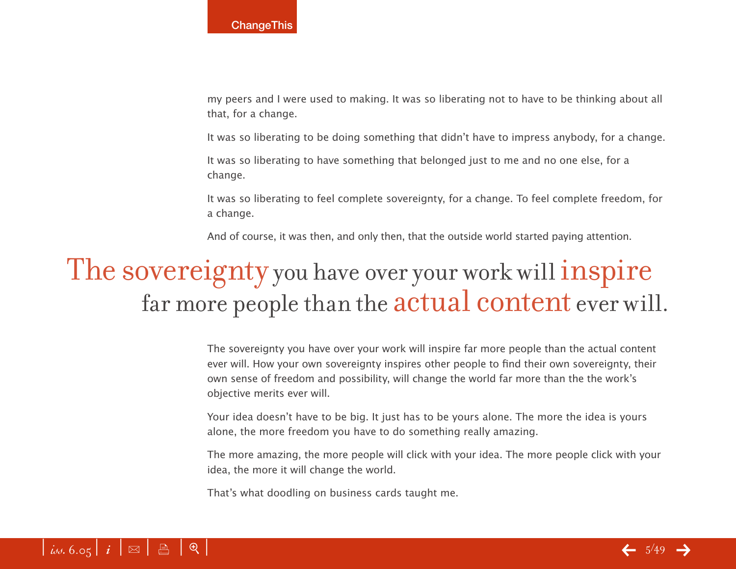my peers and I were used to making. It was so liberating not to have to be thinking about all that, for a change.

It was so liberating to be doing something that didn't have to impress anybody, for a change.

It was so liberating to have something that belonged just to me and no one else, for a change.

It was so liberating to feel complete sovereignty, for a change. To feel complete freedom, for a change.

And of course, it was then, and only then, that the outside world started paying attention.

> The sovereignty you have over your work will inspire far more people than the actual content ever will.

The sovereignty you have over your work will inspire far more people than the actual content ever will. How your own sovereignty inspires other people to find their own sovereignty, their own sense of freedom and possibility, will change the world far more than the the work's objective merits ever will.

Your idea doesn't have to be big. It just has to be yours alone. The more the idea is yours alone, the more freedom you have to do something really amazing.

The more amazing, the more people will click with your idea. The more people click with your idea, the more it will change the world.

That's what doodling on business cards taught me.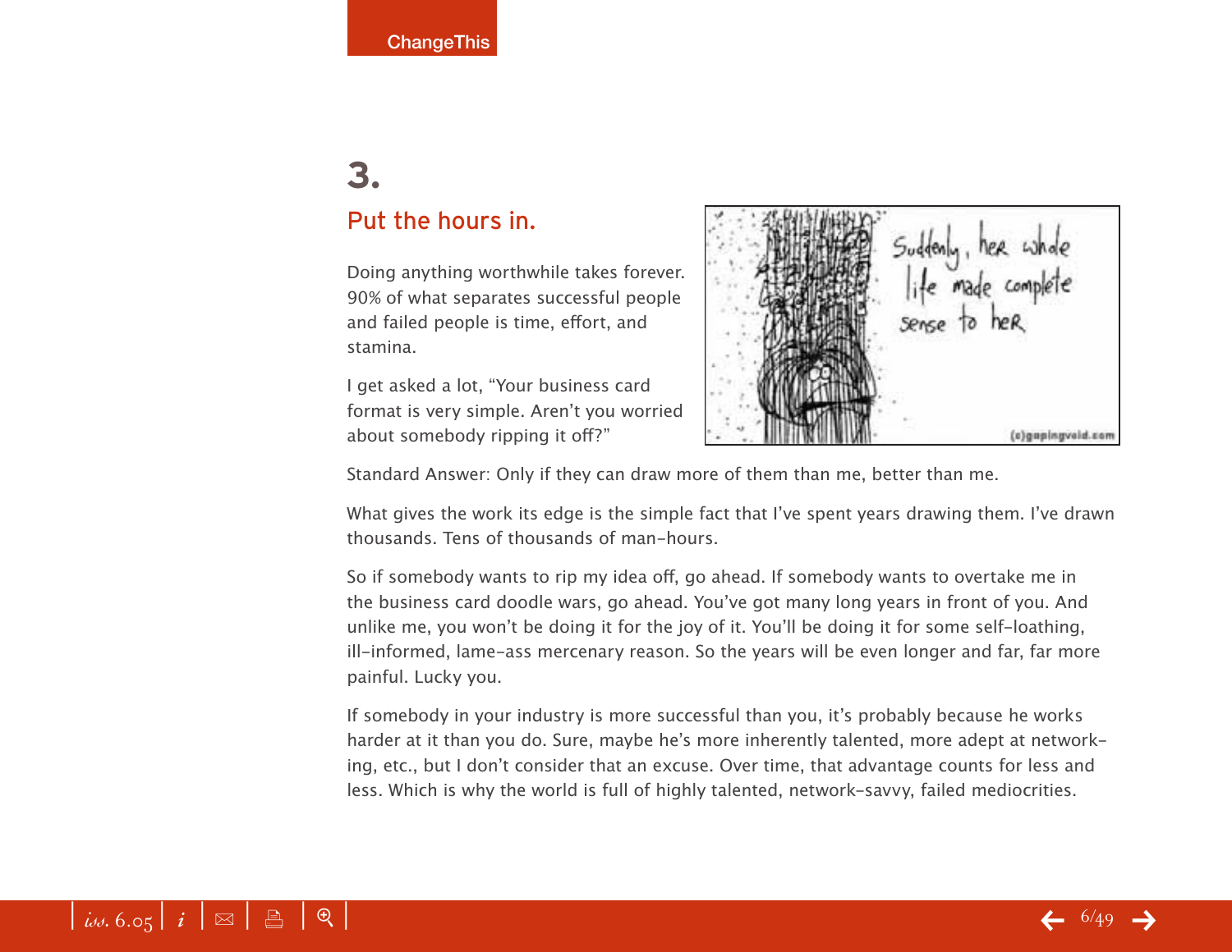## 3.

### Put the hours in.

Doing anything worthwhile takes forever. 90% of what separates successful people and failed people is time, effort, and stamina.

I get asked a lot, "Your business card format is very simple. Aren't you worried about somebody ripping it off?"

Standard Answer: Only if they can draw more of them than me, better than me.

What gives the work its edge is the simple fact that I've spent years drawing them. I've drawn thousands. Tens of thousands of man-hours.

So if somebody wants to rip my idea off, go ahead. If somebody wants to overtake me in the business card doodle wars, go ahead. You've got many long years in front of you. And unlike me, you won't be doing it for the joy of it. You'll be doing it for some self-loathing, ill-informed, lame-ass mercenary reason. So the years will be even longer and far, far more painful. Lucky you.

If somebody in your industry is more successful than you, it's probably because he works harder at it than you do. Sure, maybe he's more inherently talented, more adept at networking, etc., but I don't consider that an excuse. Over time, that advantage counts for less and less. Which is why the world is full of highly talented, network-savvy, failed mediocrities.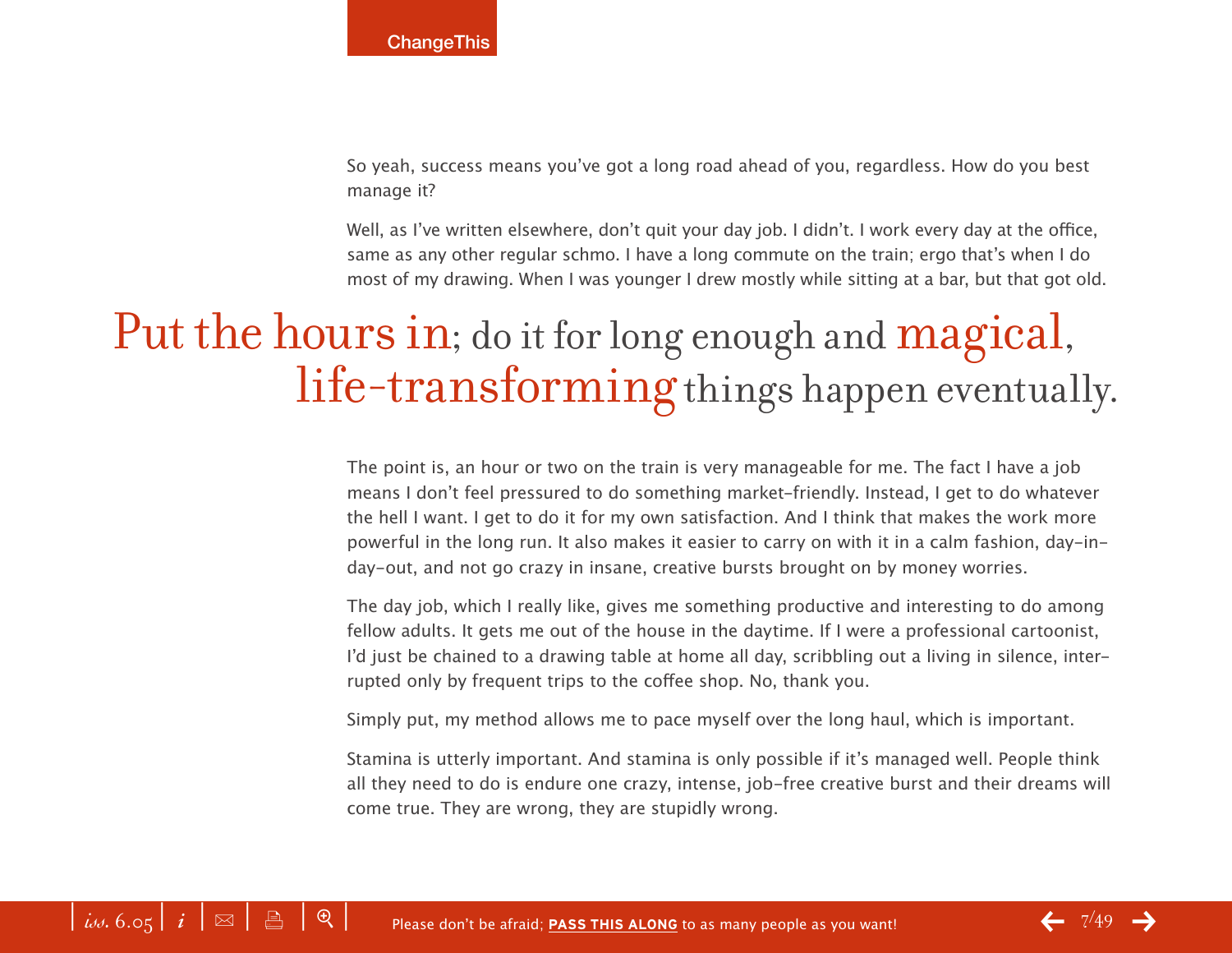So yeah, success means you've got a long road ahead of you, regardless. How do you best manage it?

Well, as I've written elsewhere, don't quit your day job. I didn't. I work every day at the office, same as any other regular schmo. I have a long commute on the train; ergo that's when I do most of my drawing. When I was younger I drew mostly while sitting at a bar, but that got old.

> **Put the hours in; do it for long enough and magical, life-transforming things happen eventually.**

The point is, an hour or two on the train is very manageable for me. The fact I have a job means I don't feel pressured to do something market-friendly. Instead, I get to do whatever the hell I want. I get to do it for my own satisfaction. And I think that makes the work more powerful in the long run. It also makes it easier to carry on with it in a calm fashion, day-in-day-out, and not go crazy in insane, creative bursts brought on by money worries.

The day job, which I really like, gives me something productive and interesting to do among fellow adults. It gets me out of the house in the daytime. If I were a professional cartoonist, I'd just be chained to a drawing table at home all day, scribbling out a living in silence, interrupted only by frequent trips to the coffee shop. No, thank you.

Simply put, my method allows me to pace myself over the long haul, which is important.

Stamina is utterly important. And stamina is only possible if it's managed well. People think all they need to do is endure one crazy, intense, job-free creative burst and their dreams will come true. They are wrong, they are stupidly wrong.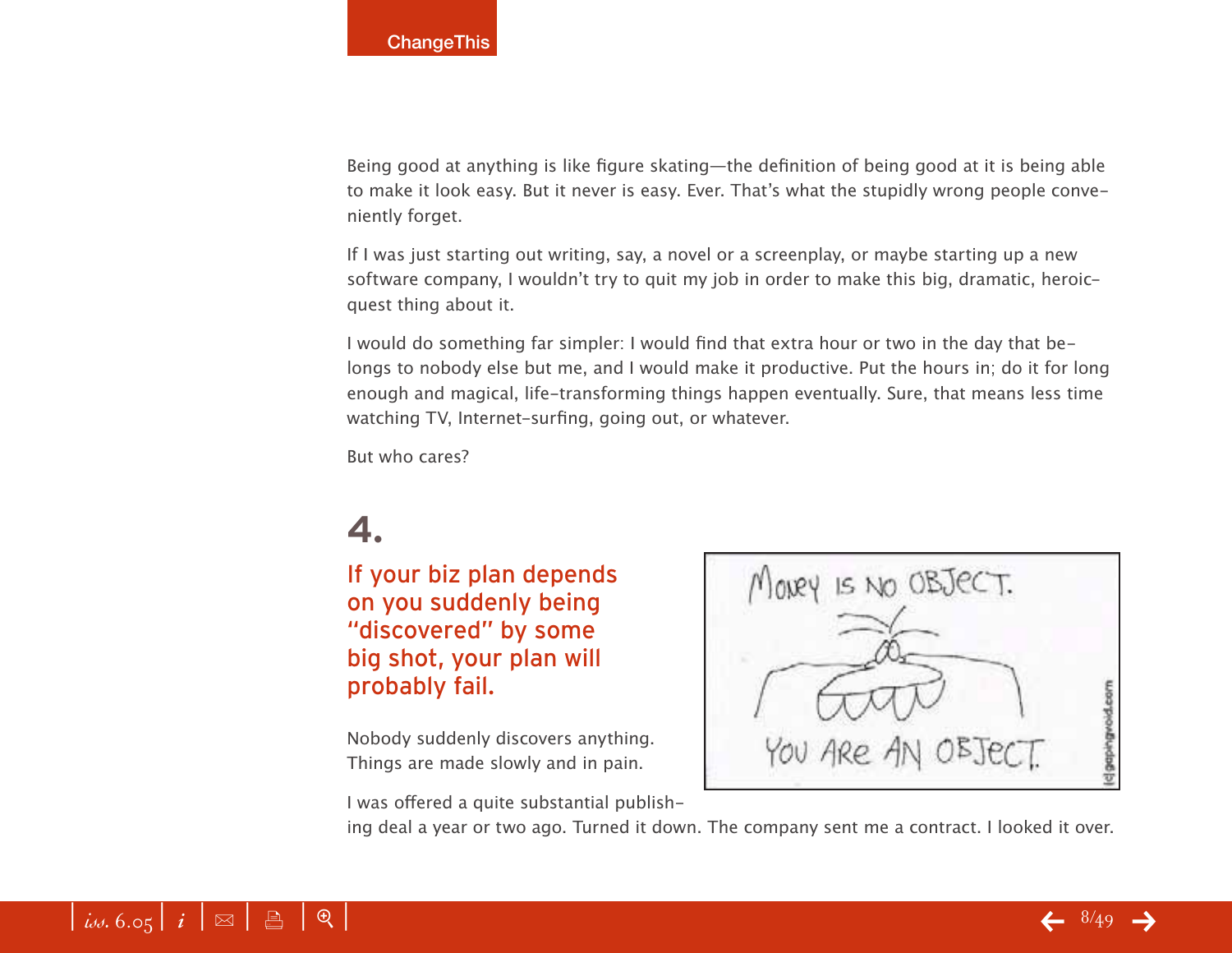Being good at anything is like figure skating—the definition of being good at it is being able to make it look easy. But it never is easy. Ever. That's what the stupidly wrong people conveniently forget.

If I was just starting out writing, say, a novel or a screenplay, or maybe starting up a new software company, I wouldn't try to quit my job in order to make this big, dramatic, heroic-quest thing about it.

I would do something far simpler: I would find that extra hour or two in the day that belongs to nobody else but me, and I would make it productive. Put the hours in; do it for long enough and magical, life-transforming things happen eventually. Sure, that means less time watching TV, Internet-surfing, going out, or whatever.

But who cares?

## 4.

## If your biz plan depends on you suddenly being "discovered" by some big shot, your plan will probably fail.

Nobody suddenly discovers anything. Things are made slowly and in pain.

I was offered a quite substantial publishing deal a year or two ago. Turned it down. The company sent me a contract. I looked it over.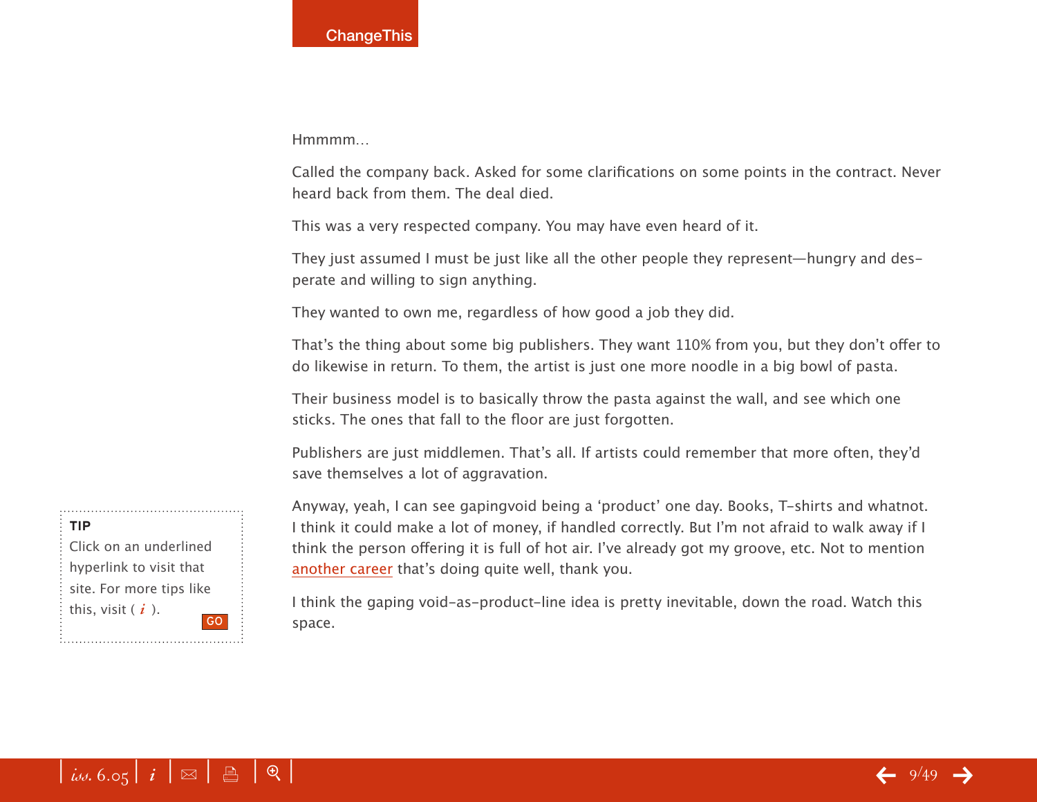Hmmmm…

Called the company back. Asked for some clarifications on some points in the contract. Never heard back from them. The deal died.

This was a very respected company. You may have even heard of it.

They just assumed I must be just like all the other people they represent—hungry and desperate and willing to sign anything.

They wanted to own me, regardless of how good a job they did.

That's the thing about some big publishers. They want 110% from you, but they don't offer to do likewise in return. To them, the artist is just one more noodle in a big bowl of pasta.

Their business model is to basically throw the pasta against the wall, and see which one sticks. The ones that fall to the floor are just forgotten.

Publishers are just middlemen. That's all. If artists could remember that more often, they'd save themselves a lot of aggravation.

Anyway, yeah, I can see gapingvoid being a 'product' one day. Books, T-shirts and whatnot. I think it could make a lot of money, if handled correctly. But I'm not afraid to walk away if I think the person offering it is full of hot air. I've already got my groove, etc. Not to mention another career that's doing quite well, thank you.

I think the gaping void-as-product-line idea is pretty inevitable, down the road. Watch this space.

**TIP**
Click on an underlined hyperlink to visit that site. For more tips like this, visit ( *i* ). GO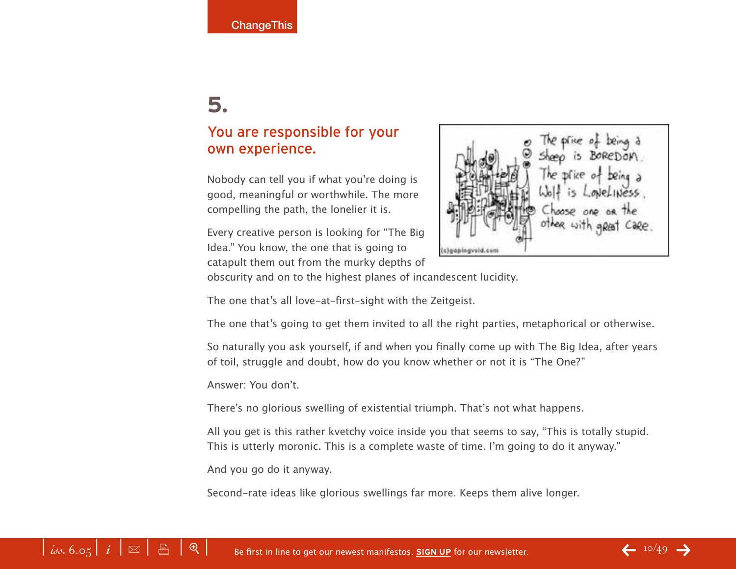# 5.

## You are responsible for your own experience.

Nobody can tell you if what you're doing is good, meaningful or worthwhile. The more compelling the path, the lonelier it is.

Every creative person is looking for "The Big Idea." You know, the one that is going to catapult them out from the murky depths of obscurity and on to the highest planes of incandescent lucidity.

The one that's all love-at-first-sight with the Zeitgeist.

The one that's going to get them invited to all the right parties, metaphorical or otherwise.

So naturally you ask yourself, if and when you finally come up with The Big Idea, after years of toil, struggle and doubt, how do you know whether or not it is "The One?"

Answer: You don't.

There's no glorious swelling of existential triumph. That's not what happens.

All you get is this rather kvetchy voice inside you that seems to say, "This is totally stupid. This is utterly moronic. This is a complete waste of time. I'm going to do it anyway."

And you go do it anyway.

Second-rate ideas like glorious swellings far more. Keeps them alive longer.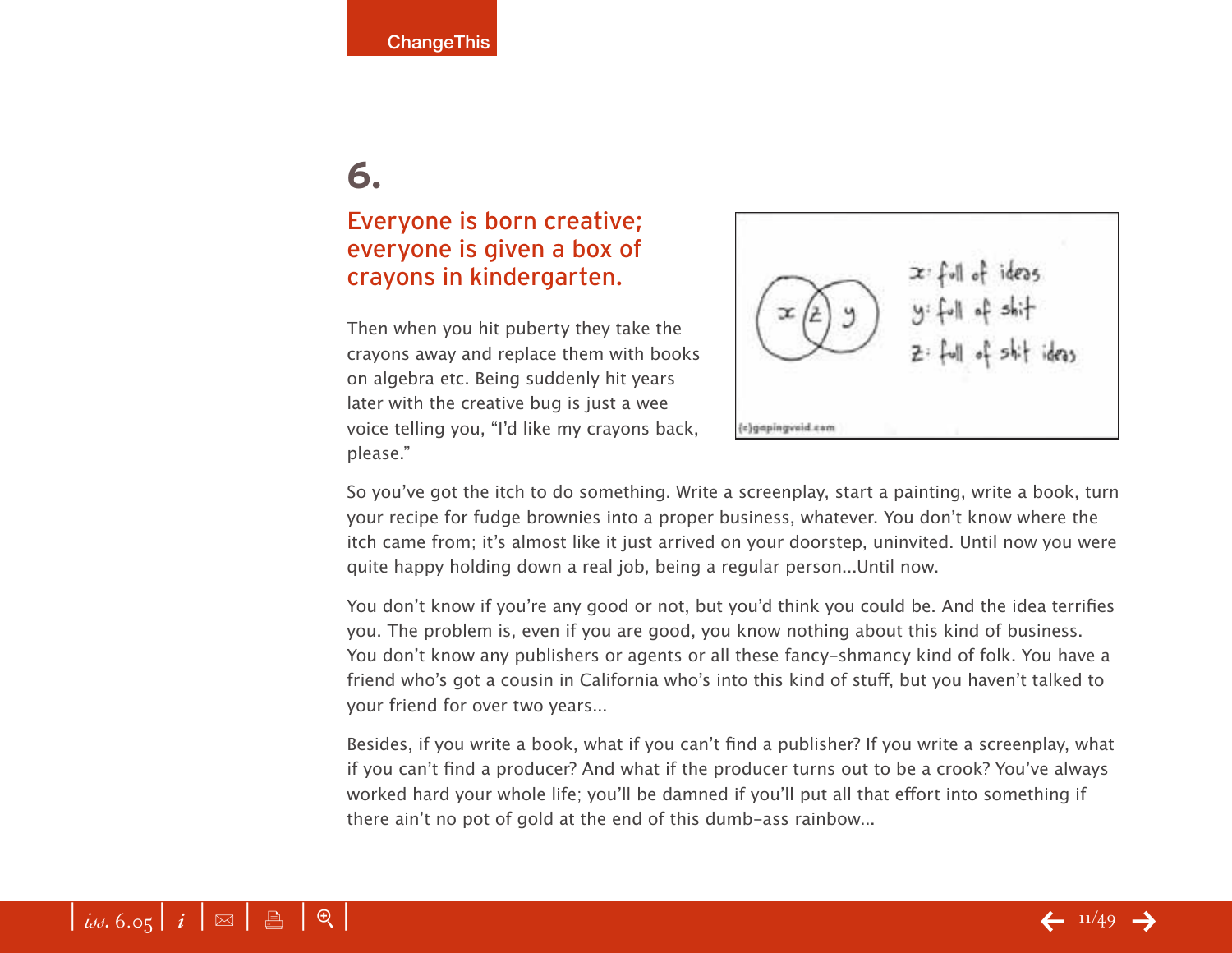# 6.

## Everyone is born creative; everyone is given a box of crayons in kindergarten.

Then when you hit puberty they take the crayons away and replace them with books on algebra etc. Being suddenly hit years later with the creative bug is just a wee voice telling you, "I'd like my crayons back, please."

So you've got the itch to do something. Write a screenplay, start a painting, write a book, turn your recipe for fudge brownies into a proper business, whatever. You don't know where the itch came from; it's almost like it just arrived on your doorstep, uninvited. Until now you were quite happy holding down a real job, being a regular person...Until now.

You don't know if you're any good or not, but you'd think you could be. And the idea terrifies you. The problem is, even if you are good, you know nothing about this kind of business. You don't know any publishers or agents or all these fancy-shmancy kind of folk. You have a friend who's got a cousin in California who's into this kind of stuff, but you haven't talked to your friend for over two years...

Besides, if you write a book, what if you can't find a publisher? If you write a screenplay, what if you can't find a producer? And what if the producer turns out to be a crook? You've always worked hard your whole life; you'll be damned if you'll put all that effort into something if there ain't no pot of gold at the end of this dumb-ass rainbow...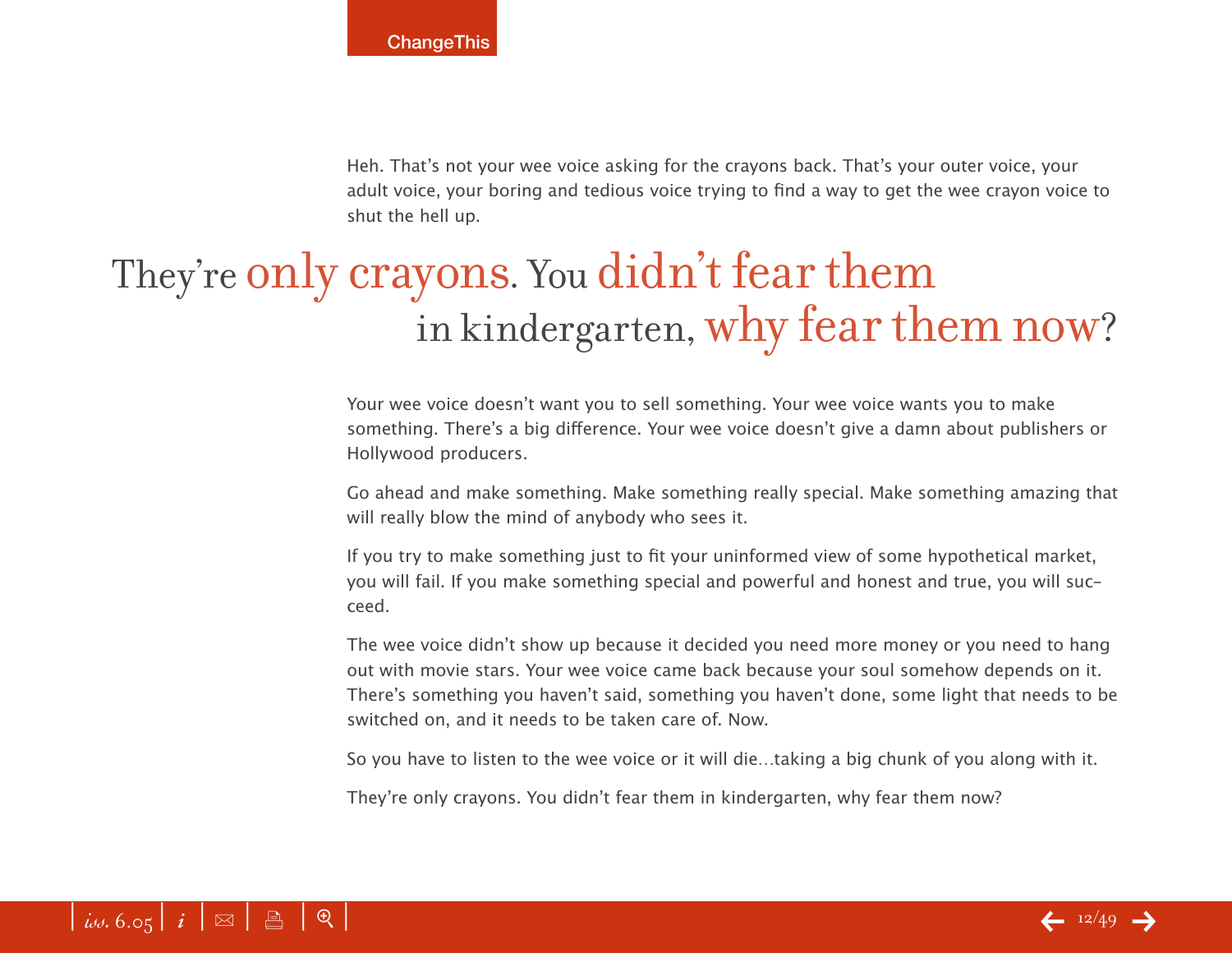Heh. That's not your wee voice asking for the crayons back. That's your outer voice, your adult voice, your boring and tedious voice trying to find a way to get the wee crayon voice to shut the hell up.

## They're only crayons. You didn't fear them in kindergarten, why fear them now?

Your wee voice doesn't want you to sell something. Your wee voice wants you to make something. There's a big difference. Your wee voice doesn't give a damn about publishers or Hollywood producers.

Go ahead and make something. Make something really special. Make something amazing that will really blow the mind of anybody who sees it.

If you try to make something just to fit your uninformed view of some hypothetical market, you will fail. If you make something special and powerful and honest and true, you will succeed.

The wee voice didn't show up because it decided you need more money or you need to hang out with movie stars. Your wee voice came back because your soul somehow depends on it. There's something you haven't said, something you haven't done, some light that needs to be switched on, and it needs to be taken care of. Now.

So you have to listen to the wee voice or it will die…taking a big chunk of you along with it.

They're only crayons. You didn't fear them in kindergarten, why fear them now?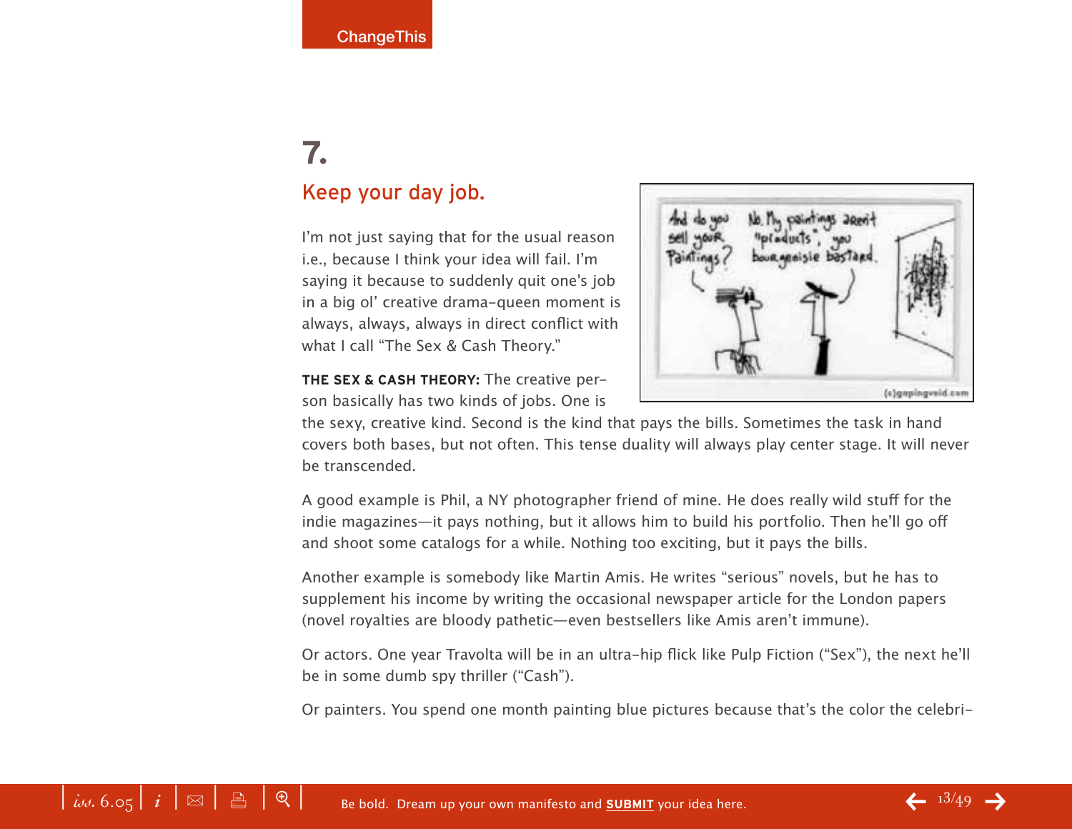# 7.

## Keep your day job.

I'm not just saying that for the usual reason i.e., because I think your idea will fail. I'm saying it because to suddenly quit one's job in a big ol' creative drama-queen moment is always, always, always in direct conflict with what I call "The Sex & Cash Theory."

**THE SEX & CASH THEORY:** The creative person basically has two kinds of jobs. One is the sexy, creative kind. Second is the kind that pays the bills. Sometimes the task in hand covers both bases, but not often. This tense duality will always play center stage. It will never be transcended.

A good example is Phil, a NY photographer friend of mine. He does really wild stuff for the indie magazines—it pays nothing, but it allows him to build his portfolio. Then he'll go off and shoot some catalogs for a while. Nothing too exciting, but it pays the bills.

Another example is somebody like Martin Amis. He writes "serious" novels, but he has to supplement his income by writing the occasional newspaper article for the London papers (novel royalties are bloody pathetic—even bestsellers like Amis aren't immune).

Or actors. One year Travolta will be in an ultra-hip flick like Pulp Fiction ("Sex"), the next he'll be in some dumb spy thriller ("Cash").

Or painters. You spend one month painting blue pictures because that's the color the celebri-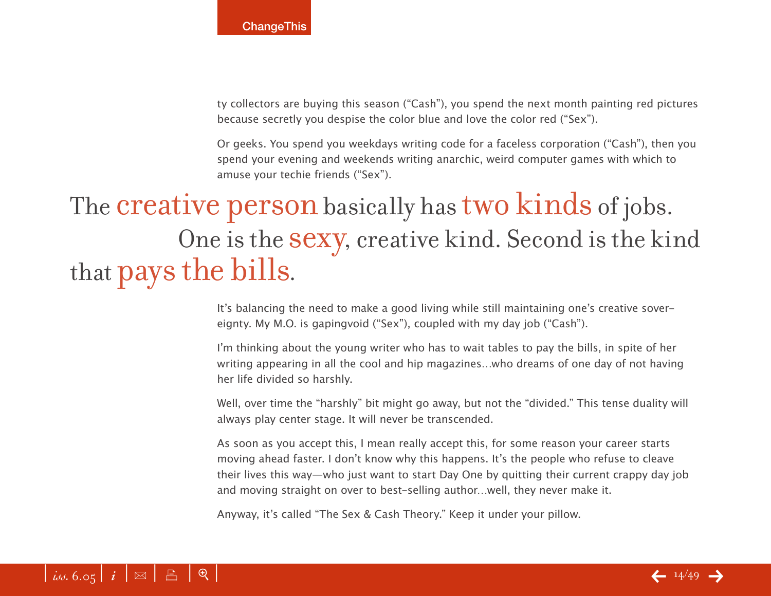ty collectors are buying this season ("Cash"), you spend the next month painting red pictures because secretly you despise the color blue and love the color red ("Sex").

Or geeks. You spend you weekdays writing code for a faceless corporation ("Cash"), then you spend your evening and weekends writing anarchic, weird computer games with which to amuse your techie friends ("Sex").

> The creative person basically has two kinds of jobs. One is the sexy, creative kind. Second is the kind that pays the bills.

It's balancing the need to make a good living while still maintaining one's creative sovereignty. My M.O. is gapingvoid ("Sex"), coupled with my day job ("Cash").

I'm thinking about the young writer who has to wait tables to pay the bills, in spite of her writing appearing in all the cool and hip magazines…who dreams of one day of not having her life divided so harshly.

Well, over time the "harshly" bit might go away, but not the "divided." This tense duality will always play center stage. It will never be transcended.

As soon as you accept this, I mean really accept this, for some reason your career starts moving ahead faster. I don't know why this happens. It's the people who refuse to cleave their lives this way—who just want to start Day One by quitting their current crappy day job and moving straight on over to best-selling author…well, they never make it.

Anyway, it's called "The Sex & Cash Theory." Keep it under your pillow.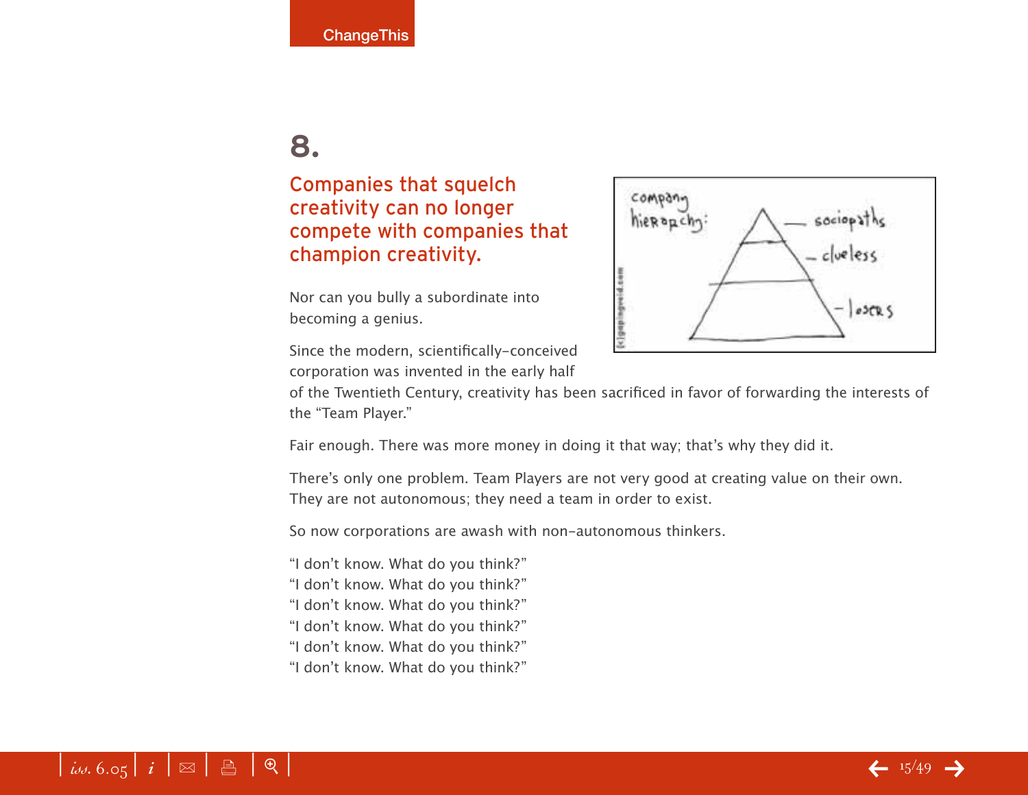# 8.

## Companies that squelch creativity can no longer compete with companies that champion creativity.

Nor can you bully a subordinate into becoming a genius.

Since the modern, scientifically-conceived corporation was invented in the early half of the Twentieth Century, creativity has been sacrificed in favor of forwarding the interests of the "Team Player."

Fair enough. There was more money in doing it that way; that's why they did it.

There's only one problem. Team Players are not very good at creating value on their own. They are not autonomous; they need a team in order to exist.

So now corporations are awash with non-autonomous thinkers.

"I don't know. What do you think?"
"I don't know. What do you think?"
"I don't know. What do you think?"
"I don't know. What do you think?"
"I don't know. What do you think?"
"I don't know. What do you think?"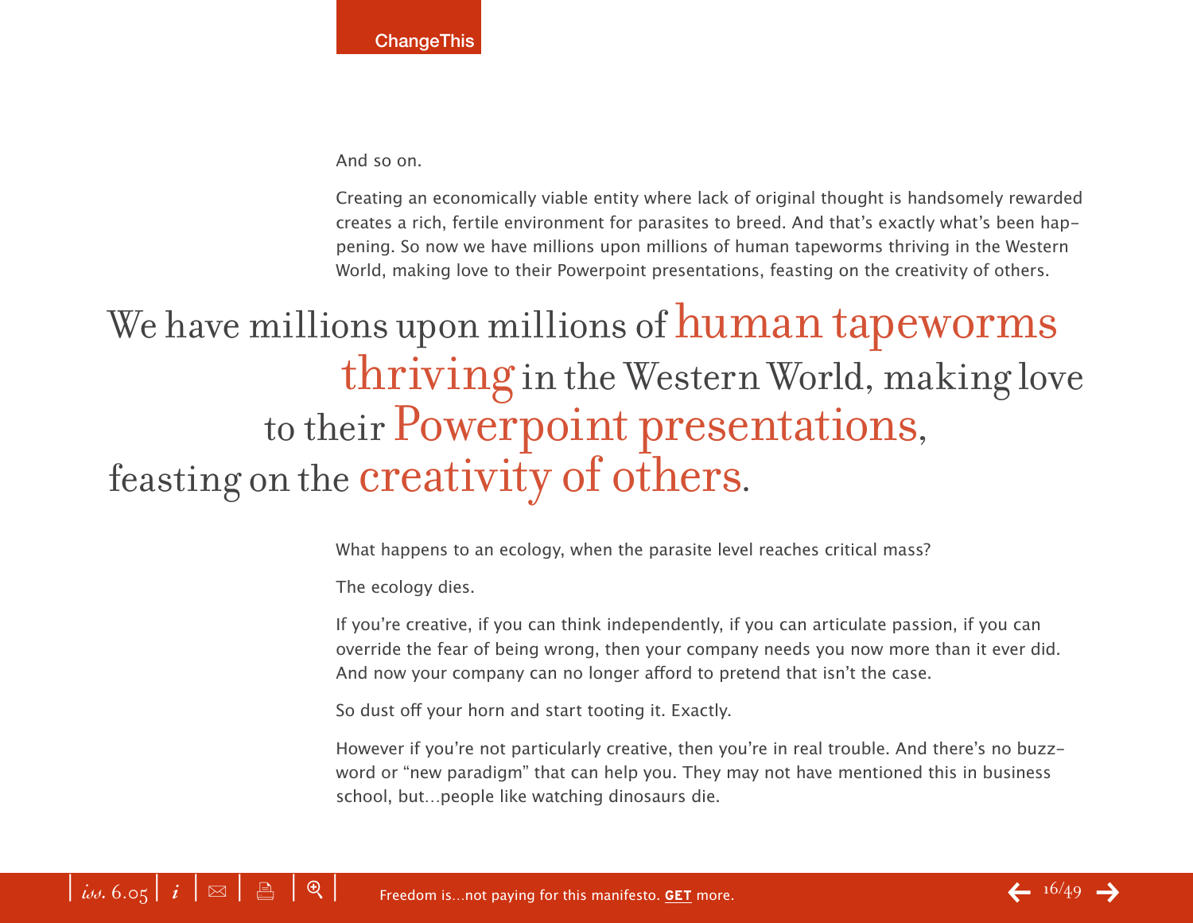And so on.

Creating an economically viable entity where lack of original thought is handsomely rewarded creates a rich, fertile environment for parasites to breed. And that's exactly what's been happening. So now we have millions upon millions of human tapeworms thriving in the Western World, making love to their Powerpoint presentations, feasting on the creativity of others.

> We have millions upon millions of human tapeworms thriving in the Western World, making love to their Powerpoint presentations, feasting on the creativity of others.

What happens to an ecology, when the parasite level reaches critical mass?

The ecology dies.

If you're creative, if you can think independently, if you can articulate passion, if you can override the fear of being wrong, then your company needs you now more than it ever did. And now your company can no longer afford to pretend that isn't the case.

So dust off your horn and start tooting it. Exactly.

However if you're not particularly creative, then you're in real trouble. And there's no buzzword or "new paradigm" that can help you. They may not have mentioned this in business school, but…people like watching dinosaurs die.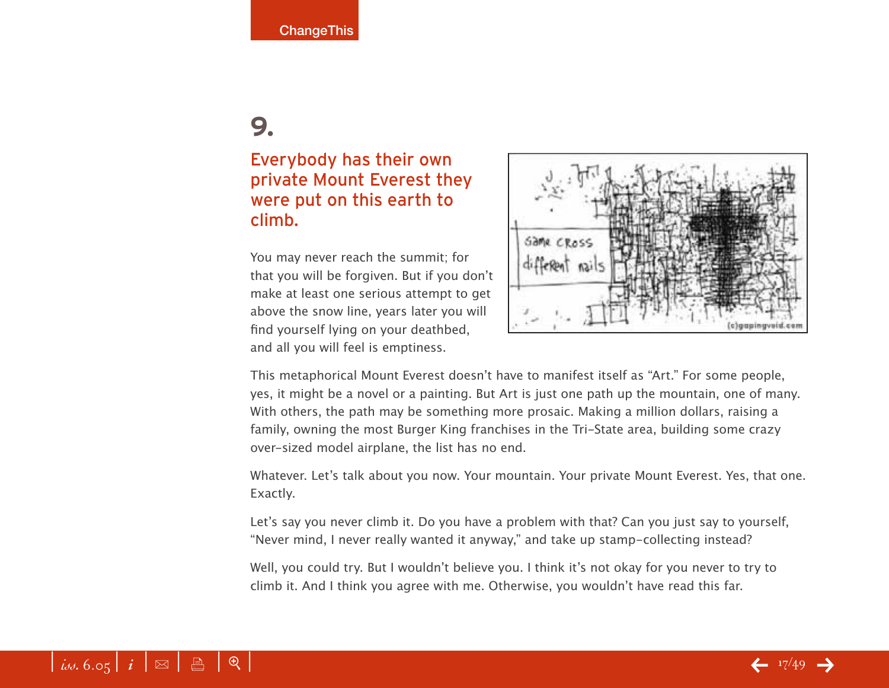# 9.

## Everybody has their own private Mount Everest they were put on this earth to climb.

You may never reach the summit; for that you will be forgiven. But if you don't make at least one serious attempt to get above the snow line, years later you will find yourself lying on your deathbed, and all you will feel is emptiness.

This metaphorical Mount Everest doesn't have to manifest itself as "Art." For some people, yes, it might be a novel or a painting. But Art is just one path up the mountain, one of many. With others, the path may be something more prosaic. Making a million dollars, raising a family, owning the most Burger King franchises in the Tri-State area, building some crazy over-sized model airplane, the list has no end.

Whatever. Let's talk about you now. Your mountain. Your private Mount Everest. Yes, that one. Exactly.

Let's say you never climb it. Do you have a problem with that? Can you just say to yourself, "Never mind, I never really wanted it anyway," and take up stamp-collecting instead?

Well, you could try. But I wouldn't believe you. I think it's not okay for you never to try to climb it. And I think you agree with me. Otherwise, you wouldn't have read this far.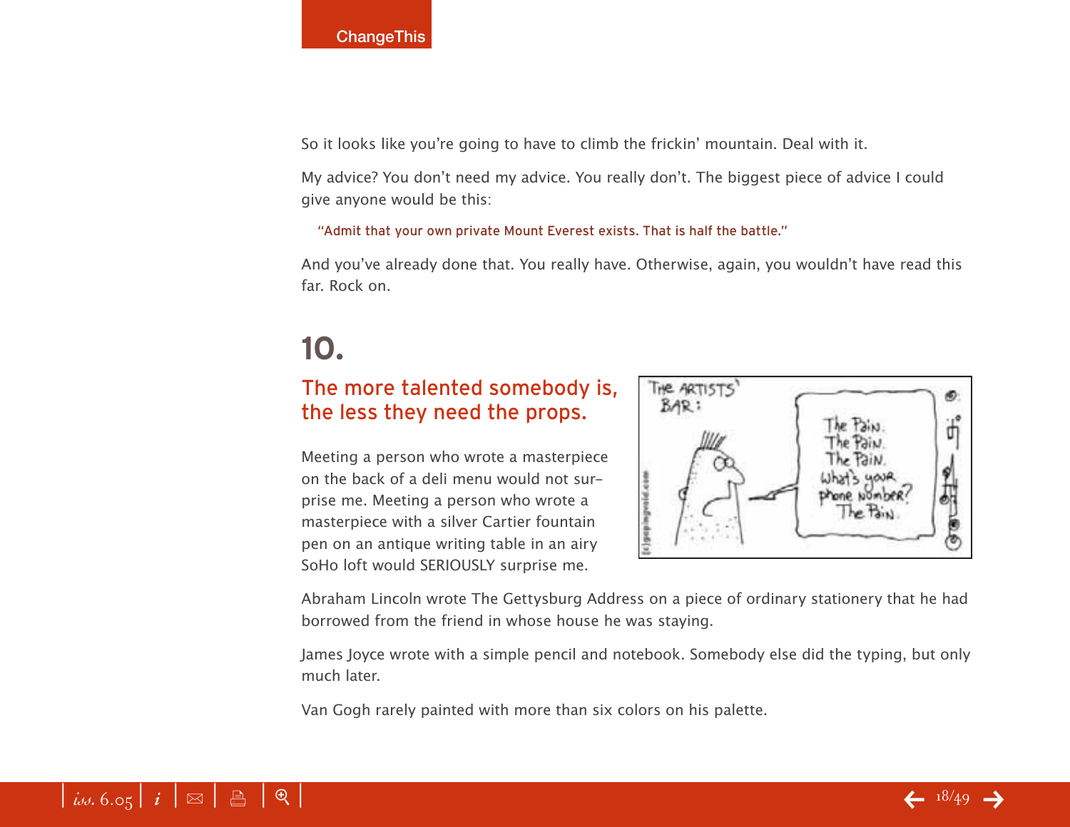So it looks like you're going to have to climb the frickin' mountain. Deal with it.

My advice? You don't need my advice. You really don't. The biggest piece of advice I could give anyone would be this:

> "Admit that your own private Mount Everest exists. That is half the battle."

And you've already done that. You really have. Otherwise, again, you wouldn't have read this far. Rock on.

# 10.

## The more talented somebody is, the less they need the props.

Meeting a person who wrote a masterpiece on the back of a deli menu would not surprise me. Meeting a person who wrote a masterpiece with a silver Cartier fountain pen on an antique writing table in an airy SoHo loft would SERIOUSLY surprise me.

Abraham Lincoln wrote The Gettysburg Address on a piece of ordinary stationery that he had borrowed from the friend in whose house he was staying.

James Joyce wrote with a simple pencil and notebook. Somebody else did the typing, but only much later.

Van Gogh rarely painted with more than six colors on his palette.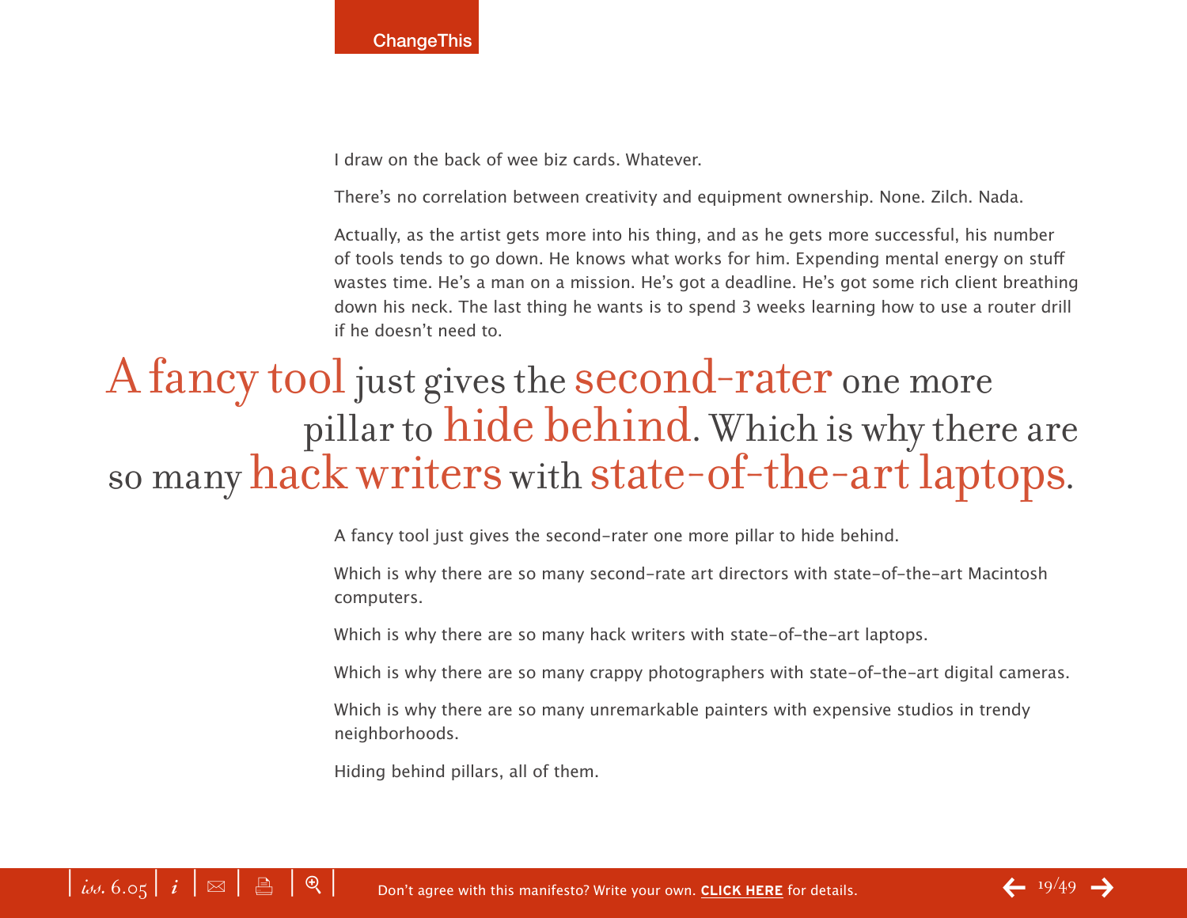I draw on the back of wee biz cards. Whatever.

There's no correlation between creativity and equipment ownership. None. Zilch. Nada.

Actually, as the artist gets more into his thing, and as he gets more successful, his number of tools tends to go down. He knows what works for him. Expending mental energy on stuff wastes time. He's a man on a mission. He's got a deadline. He's got some rich client breathing down his neck. The last thing he wants is to spend 3 weeks learning how to use a router drill if he doesn't need to.

> A fancy tool just gives the second-rater one more pillar to hide behind. Which is why there are so many hack writers with state-of-the-art laptops.

A fancy tool just gives the second-rater one more pillar to hide behind.

Which is why there are so many second-rate art directors with state-of-the-art Macintosh computers.

Which is why there are so many hack writers with state-of-the-art laptops.

Which is why there are so many crappy photographers with state-of-the-art digital cameras.

Which is why there are so many unremarkable painters with expensive studios in trendy neighborhoods.

Hiding behind pillars, all of them.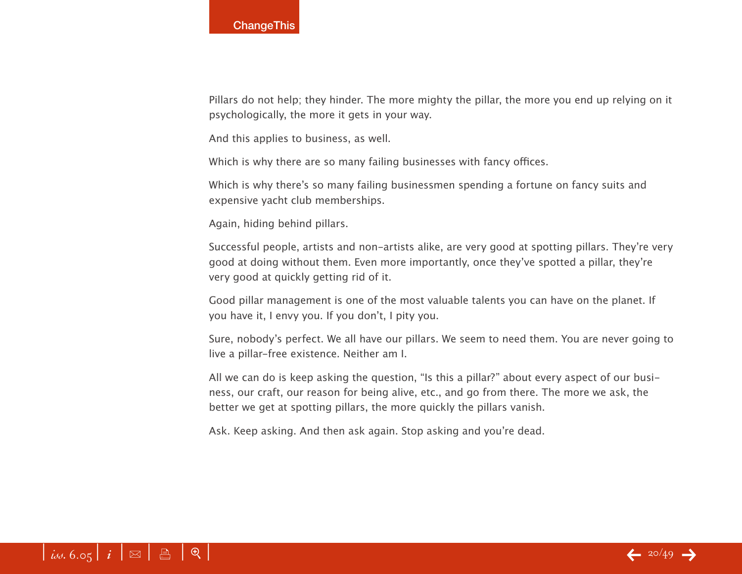Pillars do not help; they hinder. The more mighty the pillar, the more you end up relying on it psychologically, the more it gets in your way.

And this applies to business, as well.

Which is why there are so many failing businesses with fancy offices.

Which is why there's so many failing businessmen spending a fortune on fancy suits and expensive yacht club memberships.

Again, hiding behind pillars.

Successful people, artists and non-artists alike, are very good at spotting pillars. They're very good at doing without them. Even more importantly, once they've spotted a pillar, they're very good at quickly getting rid of it.

Good pillar management is one of the most valuable talents you can have on the planet. If you have it, I envy you. If you don't, I pity you.

Sure, nobody's perfect. We all have our pillars. We seem to need them. You are never going to live a pillar-free existence. Neither am I.

All we can do is keep asking the question, "Is this a pillar?" about every aspect of our business, our craft, our reason for being alive, etc., and go from there. The more we ask, the better we get at spotting pillars, the more quickly the pillars vanish.

Ask. Keep asking. And then ask again. Stop asking and you're dead.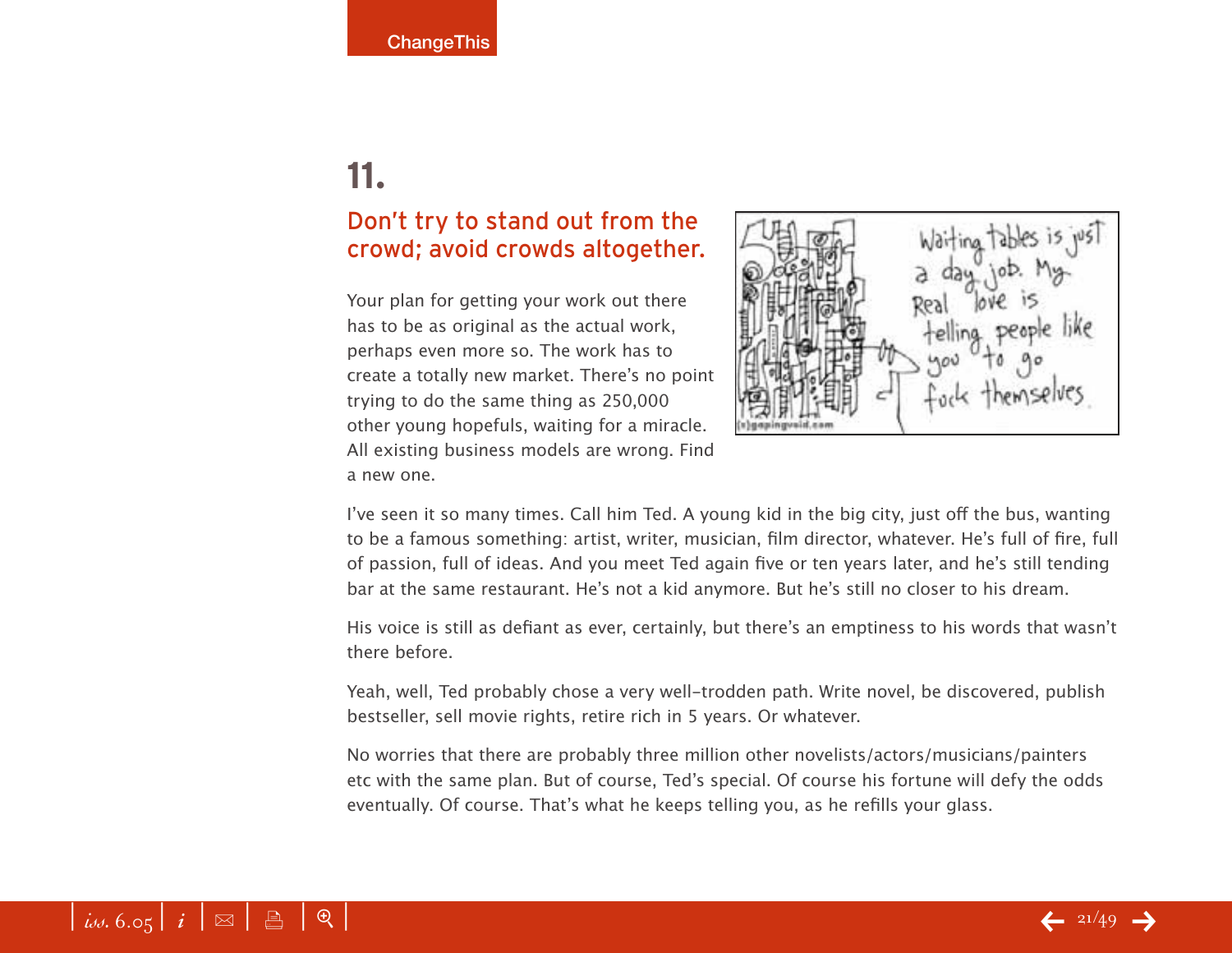# 11.

## Don't try to stand out from the crowd; avoid crowds altogether.

Your plan for getting your work out there has to be as original as the actual work, perhaps even more so. The work has to create a totally new market. There's no point trying to do the same thing as 250,000 other young hopefuls, waiting for a miracle. All existing business models are wrong. Find a new one.

I've seen it so many times. Call him Ted. A young kid in the big city, just off the bus, wanting to be a famous something: artist, writer, musician, film director, whatever. He's full of fire, full of passion, full of ideas. And you meet Ted again five or ten years later, and he's still tending bar at the same restaurant. He's not a kid anymore. But he's still no closer to his dream.

His voice is still as defiant as ever, certainly, but there's an emptiness to his words that wasn't there before.

Yeah, well, Ted probably chose a very well-trodden path. Write novel, be discovered, publish bestseller, sell movie rights, retire rich in 5 years. Or whatever.

No worries that there are probably three million other novelists/actors/musicians/painters etc with the same plan. But of course, Ted's special. Of course his fortune will defy the odds eventually. Of course. That's what he keeps telling you, as he refills your glass.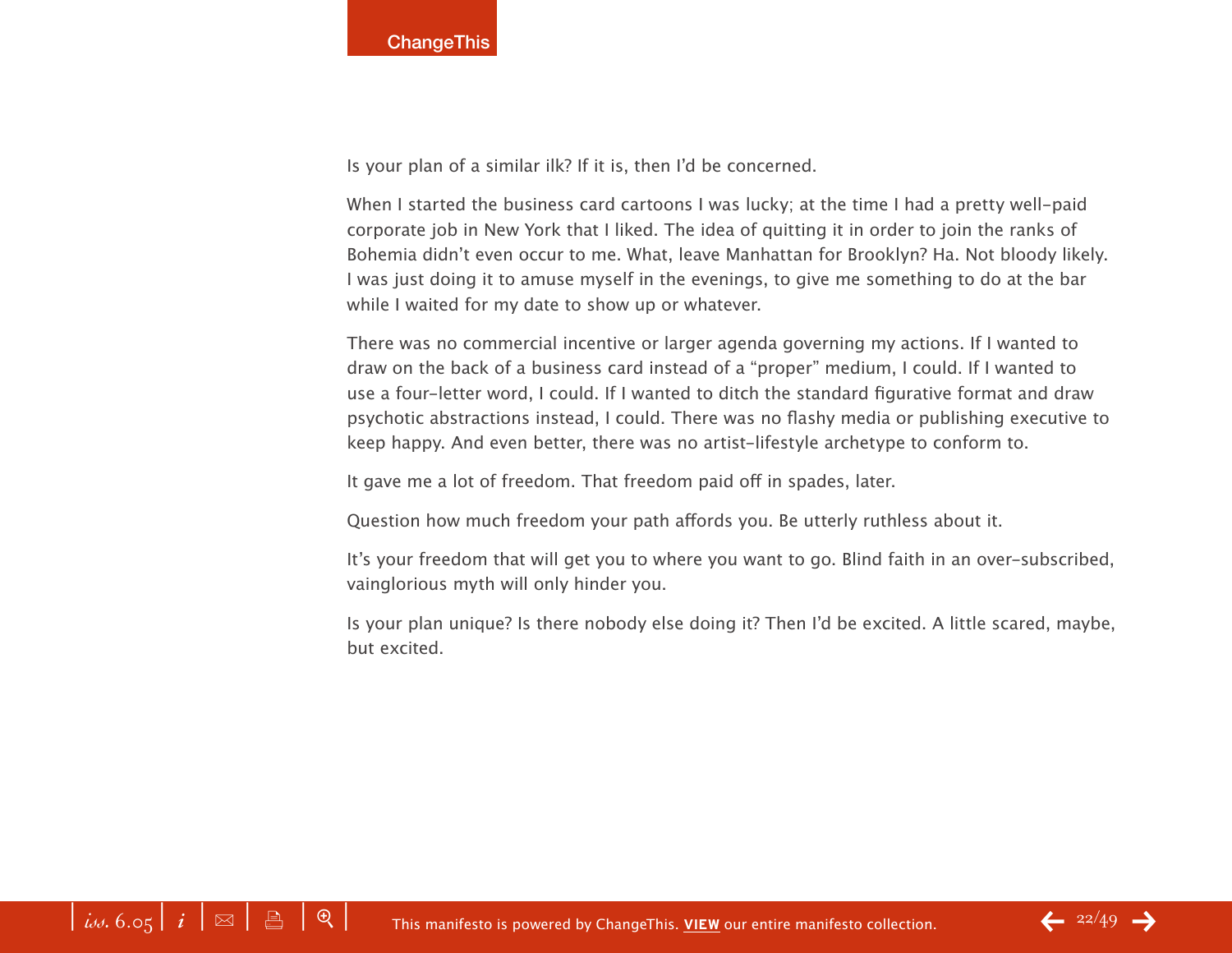Is your plan of a similar ilk? If it is, then I'd be concerned.

When I started the business card cartoons I was lucky; at the time I had a pretty well-paid corporate job in New York that I liked. The idea of quitting it in order to join the ranks of Bohemia didn't even occur to me. What, leave Manhattan for Brooklyn? Ha. Not bloody likely. I was just doing it to amuse myself in the evenings, to give me something to do at the bar while I waited for my date to show up or whatever.

There was no commercial incentive or larger agenda governing my actions. If I wanted to draw on the back of a business card instead of a "proper" medium, I could. If I wanted to use a four-letter word, I could. If I wanted to ditch the standard figurative format and draw psychotic abstractions instead, I could. There was no flashy media or publishing executive to keep happy. And even better, there was no artist-lifestyle archetype to conform to.

It gave me a lot of freedom. That freedom paid off in spades, later.

Question how much freedom your path affords you. Be utterly ruthless about it.

It's your freedom that will get you to where you want to go. Blind faith in an over-subscribed, vainglorious myth will only hinder you.

Is your plan unique? Is there nobody else doing it? Then I'd be excited. A little scared, maybe, but excited.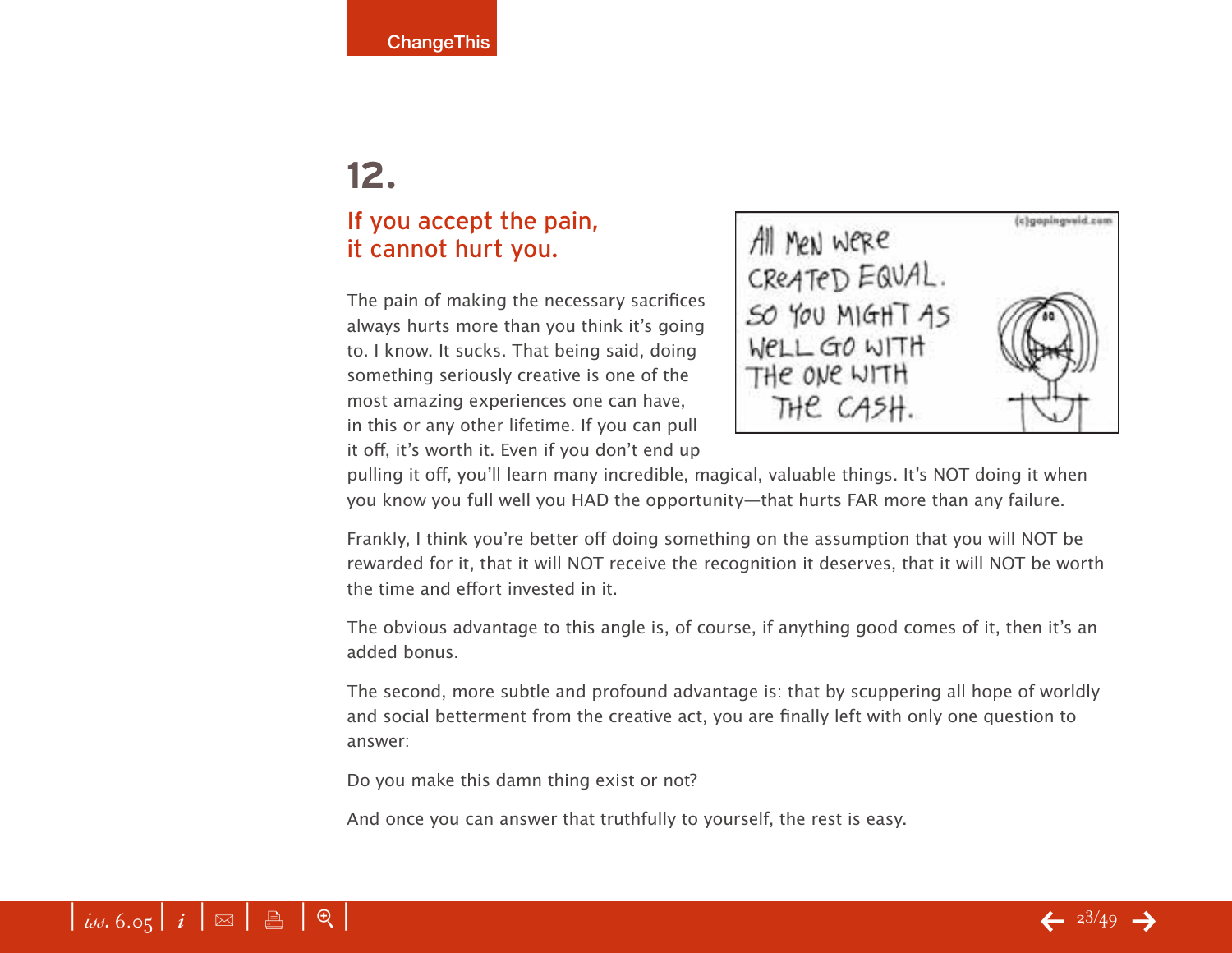# 12.

## If you accept the pain, it cannot hurt you.

The pain of making the necessary sacrifices always hurts more than you think it's going to. I know. It sucks. That being said, doing something seriously creative is one of the most amazing experiences one can have, in this or any other lifetime. If you can pull it off, it's worth it. Even if you don't end up pulling it off, you'll learn many incredible, magical, valuable things. It's NOT doing it when you know you full well you HAD the opportunity—that hurts FAR more than any failure.

Frankly, I think you're better off doing something on the assumption that you will NOT be rewarded for it, that it will NOT receive the recognition it deserves, that it will NOT be worth the time and effort invested in it.

The obvious advantage to this angle is, of course, if anything good comes of it, then it's an added bonus.

The second, more subtle and profound advantage is: that by scuppering all hope of worldly and social betterment from the creative act, you are finally left with only one question to answer:

Do you make this damn thing exist or not?

And once you can answer that truthfully to yourself, the rest is easy.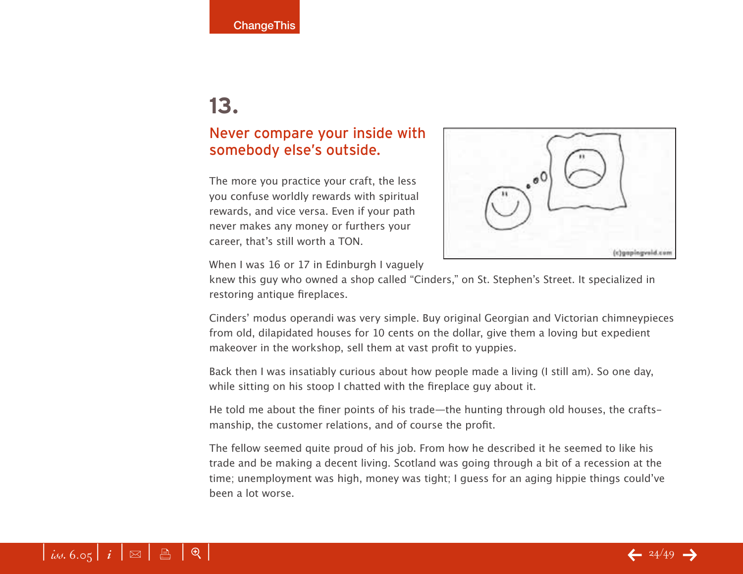# 13.

## Never compare your inside with somebody else's outside.

The more you practice your craft, the less you confuse worldly rewards with spiritual rewards, and vice versa. Even if your path never makes any money or furthers your career, that's still worth a TON.

When I was 16 or 17 in Edinburgh I vaguely knew this guy who owned a shop called "Cinders," on St. Stephen's Street. It specialized in restoring antique fireplaces.

Cinders' modus operandi was very simple. Buy original Georgian and Victorian chimneypieces from old, dilapidated houses for 10 cents on the dollar, give them a loving but expedient makeover in the workshop, sell them at vast profit to yuppies.

Back then I was insatiably curious about how people made a living (I still am). So one day, while sitting on his stoop I chatted with the fireplace guy about it.

He told me about the finer points of his trade—the hunting through old houses, the craftsmanship, the customer relations, and of course the profit.

The fellow seemed quite proud of his job. From how he described it he seemed to like his trade and be making a decent living. Scotland was going through a bit of a recession at the time; unemployment was high, money was tight; I guess for an aging hippie things could've been a lot worse.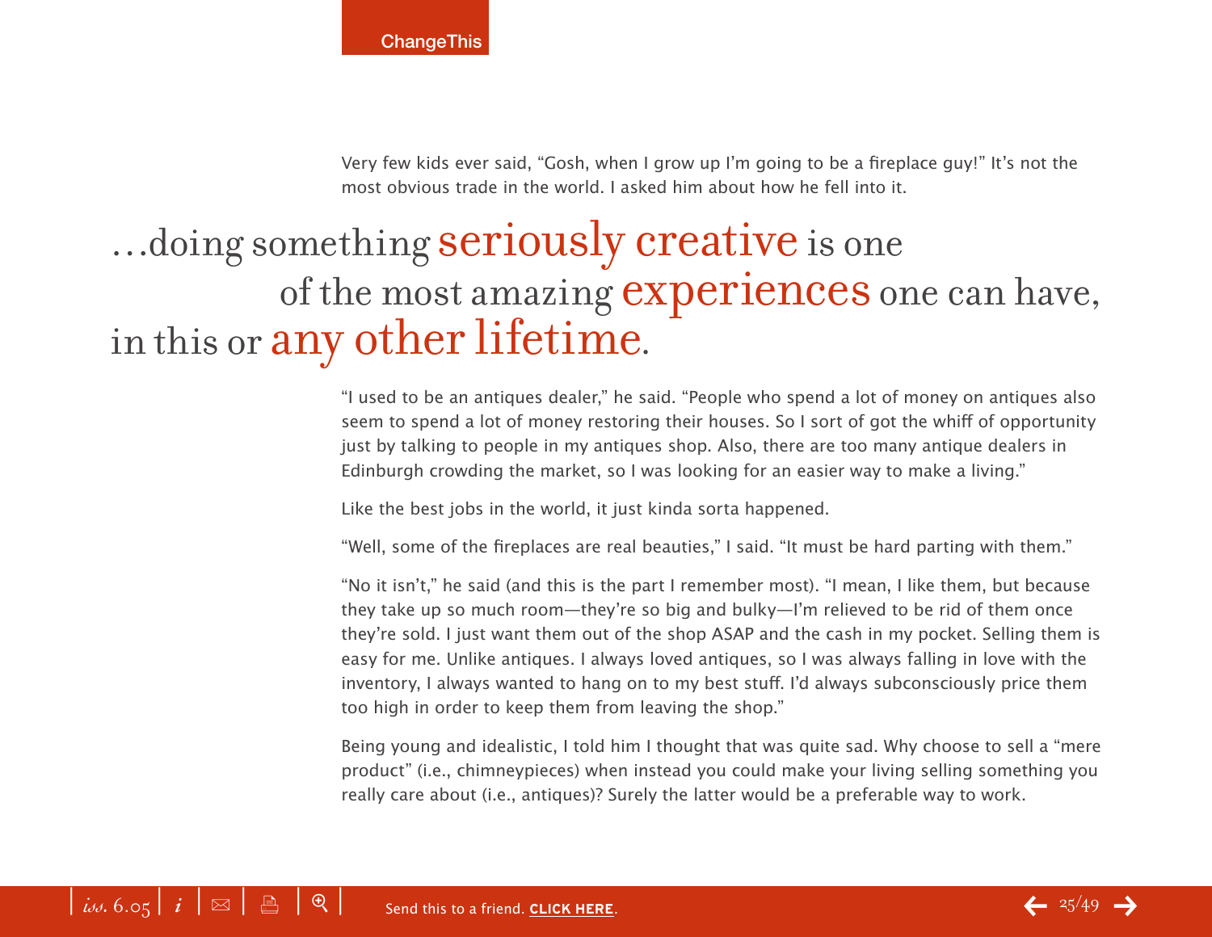Very few kids ever said, “Gosh, when I grow up I’m going to be a fireplace guy!” It’s not the most obvious trade in the world. I asked him about how he fell into it.

> …doing something **seriously creative** is one of the most amazing **experiences** one can have, in this or **any other lifetime**.

“I used to be an antiques dealer,” he said. “People who spend a lot of money on antiques also seem to spend a lot of money restoring their houses. So I sort of got the whiff of opportunity just by talking to people in my antiques shop. Also, there are too many antique dealers in Edinburgh crowding the market, so I was looking for an easier way to make a living.”

Like the best jobs in the world, it just kinda sorta happened.

“Well, some of the fireplaces are real beauties,” I said. “It must be hard parting with them.”

“No it isn’t,” he said (and this is the part I remember most). “I mean, I like them, but because they take up so much room—they’re so big and bulky—I’m relieved to be rid of them once they’re sold. I just want them out of the shop ASAP and the cash in my pocket. Selling them is easy for me. Unlike antiques. I always loved antiques, so I was always falling in love with the inventory, I always wanted to hang on to my best stuff. I’d always subconsciously price them too high in order to keep them from leaving the shop.”

Being young and idealistic, I told him I thought that was quite sad. Why choose to sell a “mere product” (i.e., chimneypieces) when instead you could make your living selling something you really care about (i.e., antiques)? Surely the latter would be a preferable way to work.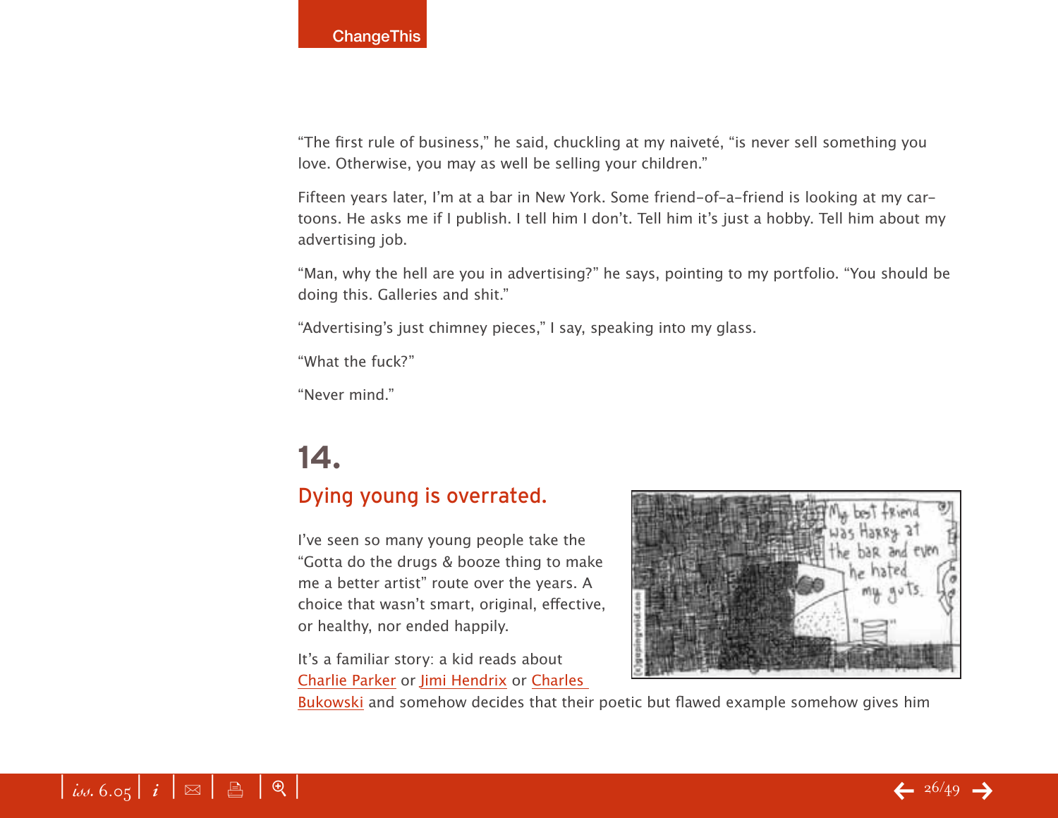"The first rule of business," he said, chuckling at my naiveté, "is never sell something you love. Otherwise, you may as well be selling your children."

Fifteen years later, I'm at a bar in New York. Some friend-of-a-friend is looking at my cartoons. He asks me if I publish. I tell him I don't. Tell him it's just a hobby. Tell him about my advertising job.

"Man, why the hell are you in advertising?" he says, pointing to my portfolio. "You should be doing this. Galleries and shit."

"Advertising's just chimney pieces," I say, speaking into my glass.

"What the fuck?"

"Never mind."

## 14.

### Dying young is overrated.

I've seen so many young people take the "Gotta do the drugs & booze thing to make me a better artist" route over the years. A choice that wasn't smart, original, effective, or healthy, nor ended happily.

It's a familiar story: a kid reads about Charlie Parker or Jimi Hendrix or Charles Bukowski and somehow decides that their poetic but flawed example somehow gives him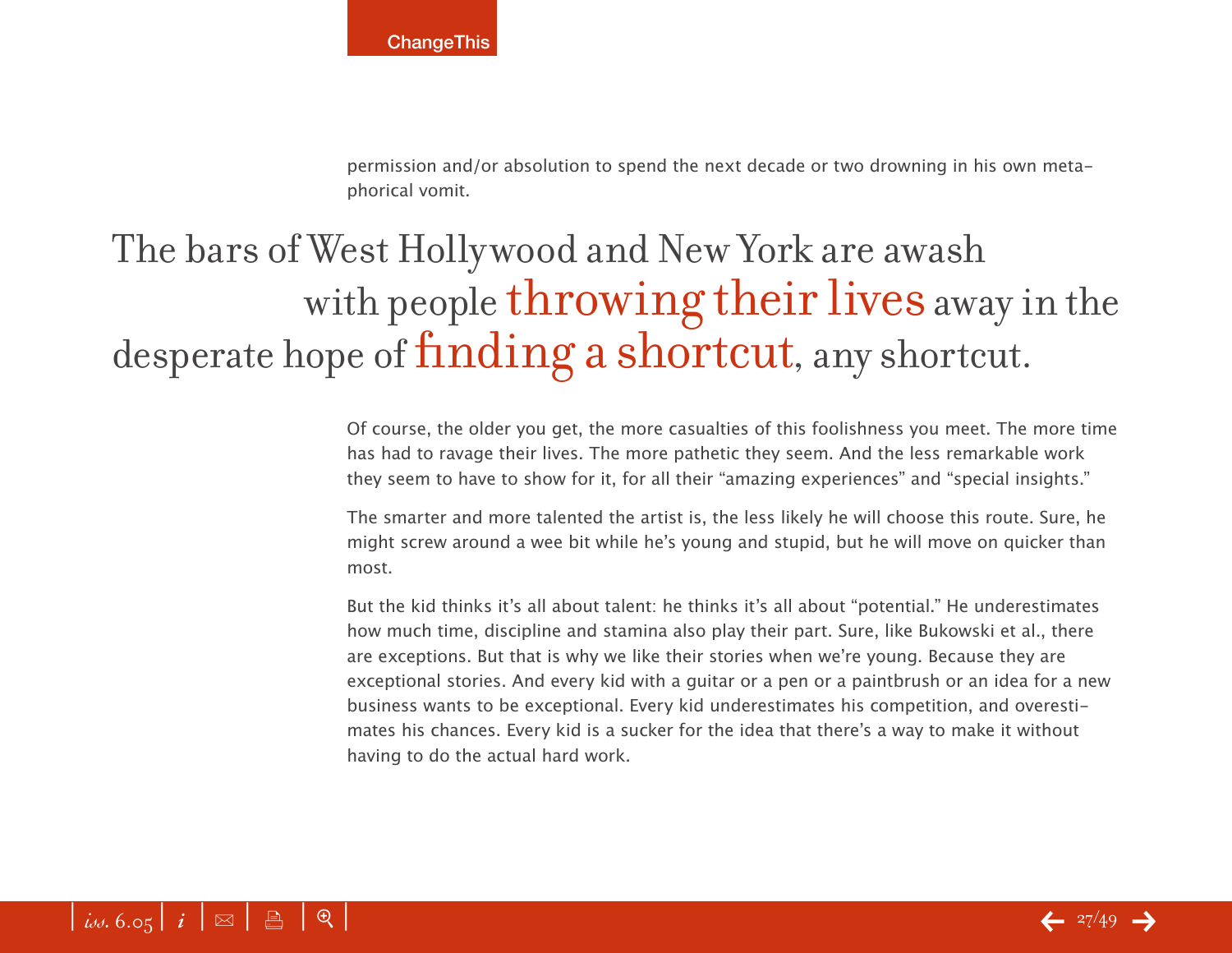permission and/or absolution to spend the next decade or two drowning in his own metaphorical vomit.

> The bars of West Hollywood and New York are awash with people **throwing their lives** away in the desperate hope of **finding a shortcut**, any shortcut.

Of course, the older you get, the more casualties of this foolishness you meet. The more time has had to ravage their lives. The more pathetic they seem. And the less remarkable work they seem to have to show for it, for all their "amazing experiences" and "special insights."

The smarter and more talented the artist is, the less likely he will choose this route. Sure, he might screw around a wee bit while he's young and stupid, but he will move on quicker than most.

But the kid thinks it's all about talent: he thinks it's all about "potential." He underestimates how much time, discipline and stamina also play their part. Sure, like Bukowski et al., there are exceptions. But that is why we like their stories when we're young. Because they are exceptional stories. And every kid with a guitar or a pen or a paintbrush or an idea for a new business wants to be exceptional. Every kid underestimates his competition, and overestimates his chances. Every kid is a sucker for the idea that there's a way to make it without having to do the actual hard work.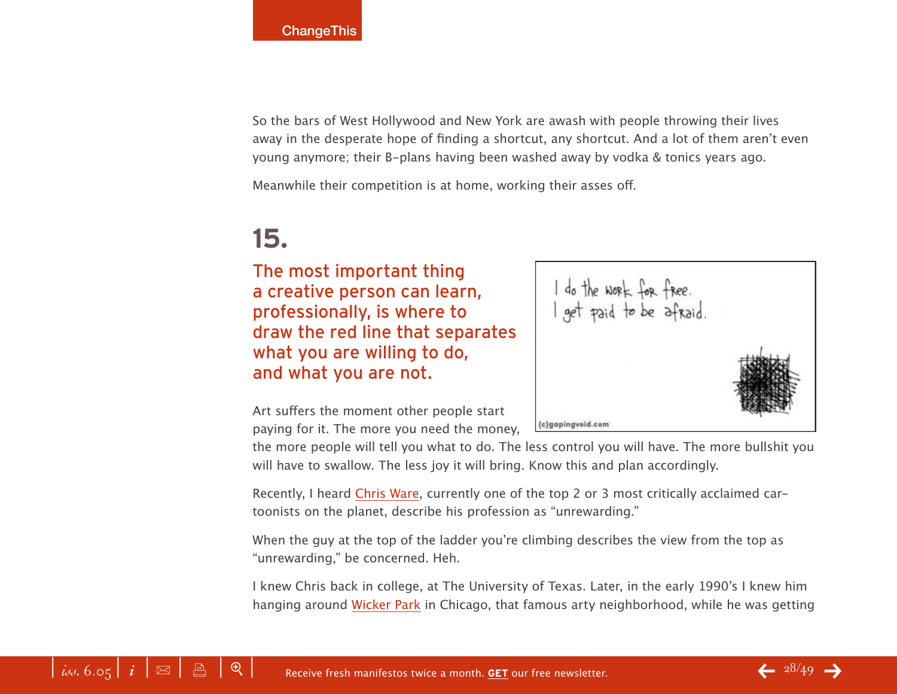So the bars of West Hollywood and New York are awash with people throwing their lives away in the desperate hope of finding a shortcut, any shortcut. And a lot of them aren't even young anymore; their B-plans having been washed away by vodka & tonics years ago.

Meanwhile their competition is at home, working their asses off.

## 15.

### The most important thing a creative person can learn, professionally, is where to draw the red line that separates what you are willing to do, and what you are not.

Art suffers the moment other people start paying for it. The more you need the money, the more people will tell you what to do. The less control you will have. The more bullshit you will have to swallow. The less joy it will bring. Know this and plan accordingly.

Recently, I heard Chris Ware, currently one of the top 2 or 3 most critically acclaimed cartoonists on the planet, describe his profession as "unrewarding."

When the guy at the top of the ladder you're climbing describes the view from the top as "unrewarding," be concerned. Heh.

I knew Chris back in college, at The University of Texas. Later, in the early 1990's I knew him hanging around Wicker Park in Chicago, that famous arty neighborhood, while he was getting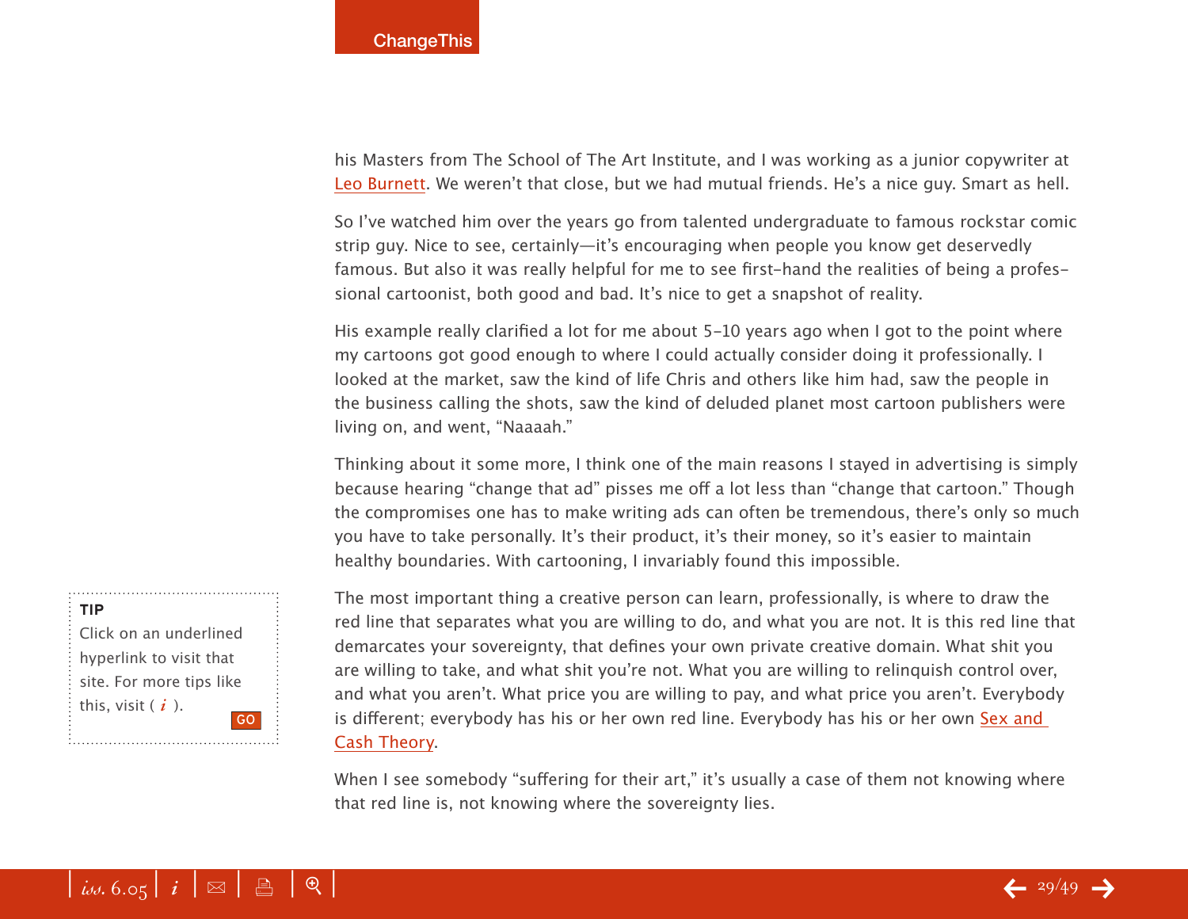his Masters from The School of The Art Institute, and I was working as a junior copywriter at Leo Burnett. We weren't that close, but we had mutual friends. He's a nice guy. Smart as hell.

So I've watched him over the years go from talented undergraduate to famous rockstar comic strip guy. Nice to see, certainly—it's encouraging when people you know get deservedly famous. But also it was really helpful for me to see first-hand the realities of being a professional cartoonist, both good and bad. It's nice to get a snapshot of reality.

His example really clarified a lot for me about 5-10 years ago when I got to the point where my cartoons got good enough to where I could actually consider doing it professionally. I looked at the market, saw the kind of life Chris and others like him had, saw the people in the business calling the shots, saw the kind of deluded planet most cartoon publishers were living on, and went, "Naaaah."

Thinking about it some more, I think one of the main reasons I stayed in advertising is simply because hearing "change that ad" pisses me off a lot less than "change that cartoon." Though the compromises one has to make writing ads can often be tremendous, there's only so much you have to take personally. It's their product, it's their money, so it's easier to maintain healthy boundaries. With cartooning, I invariably found this impossible.

The most important thing a creative person can learn, professionally, is where to draw the red line that separates what you are willing to do, and what you are not. It is this red line that demarcates your sovereignty, that defines your own private creative domain. What shit you are willing to take, and what shit you're not. What you are willing to relinquish control over, and what you aren't. What price you are willing to pay, and what price you aren't. Everybody is different; everybody has his or her own red line. Everybody has his or her own Sex and Cash Theory.

When I see somebody "suffering for their art," it's usually a case of them not knowing where that red line is, not knowing where the sovereignty lies.

**TIP**
Click on an underlined hyperlink to visit that site. For more tips like this, visit ( *i* ).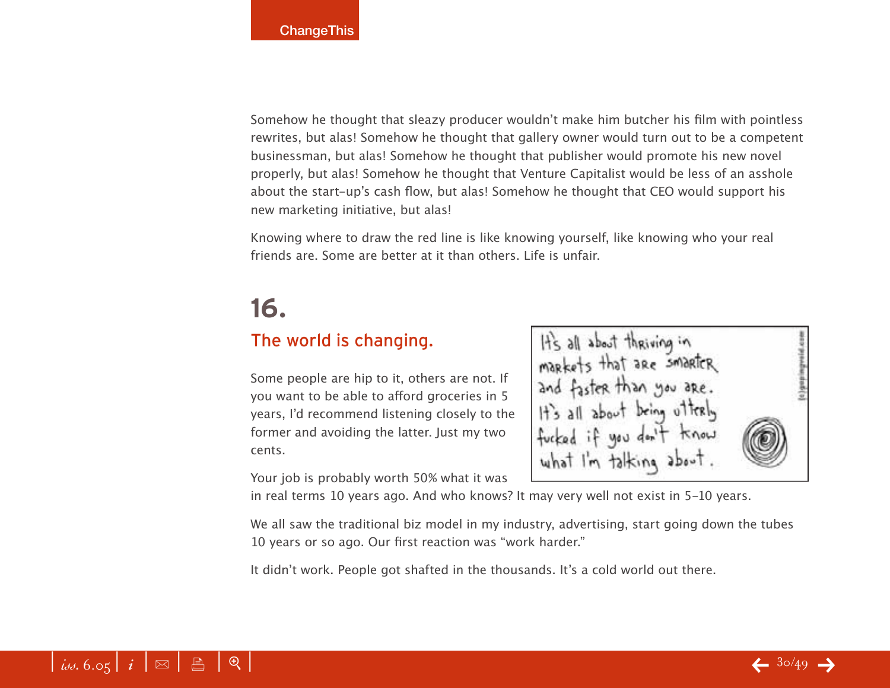Somehow he thought that sleazy producer wouldn't make him butcher his film with pointless rewrites, but alas! Somehow he thought that gallery owner would turn out to be a competent businessman, but alas! Somehow he thought that publisher would promote his new novel properly, but alas! Somehow he thought that Venture Capitalist would be less of an asshole about the start-up's cash flow, but alas! Somehow he thought that CEO would support his new marketing initiative, but alas!

Knowing where to draw the red line is like knowing yourself, like knowing who your real friends are. Some are better at it than others. Life is unfair.

# 16.

## The world is changing.

Some people are hip to it, others are not. If you want to be able to afford groceries in 5 years, I'd recommend listening closely to the former and avoiding the latter. Just my two cents.

Your job is probably worth 50% what it was in real terms 10 years ago. And who knows? It may very well not exist in 5-10 years.

We all saw the traditional biz model in my industry, advertising, start going down the tubes 10 years or so ago. Our first reaction was "work harder."

It didn't work. People got shafted in the thousands. It's a cold world out there.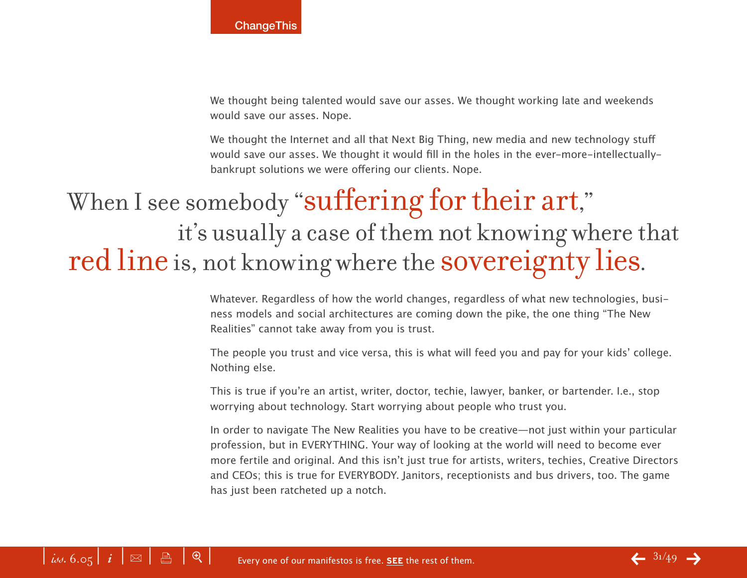We thought being talented would save our asses. We thought working late and weekends would save our asses. Nope.

We thought the Internet and all that Next Big Thing, new media and new technology stuff would save our asses. We thought it would fill in the holes in the ever-more-intellectually-bankrupt solutions we were offering our clients. Nope.

> When I see somebody "suffering for their art," it's usually a case of them not knowing where that red line is, not knowing where the sovereignty lies.

Whatever. Regardless of how the world changes, regardless of what new technologies, business models and social architectures are coming down the pike, the one thing "The New Realities" cannot take away from you is trust.

The people you trust and vice versa, this is what will feed you and pay for your kids' college. Nothing else.

This is true if you're an artist, writer, doctor, techie, lawyer, banker, or bartender. I.e., stop worrying about technology. Start worrying about people who trust you.

In order to navigate The New Realities you have to be creative—not just within your particular profession, but in EVERYTHING. Your way of looking at the world will need to become ever more fertile and original. And this isn't just true for artists, writers, techies, Creative Directors and CEOs; this is true for EVERYBODY. Janitors, receptionists and bus drivers, too. The game has just been ratcheted up a notch.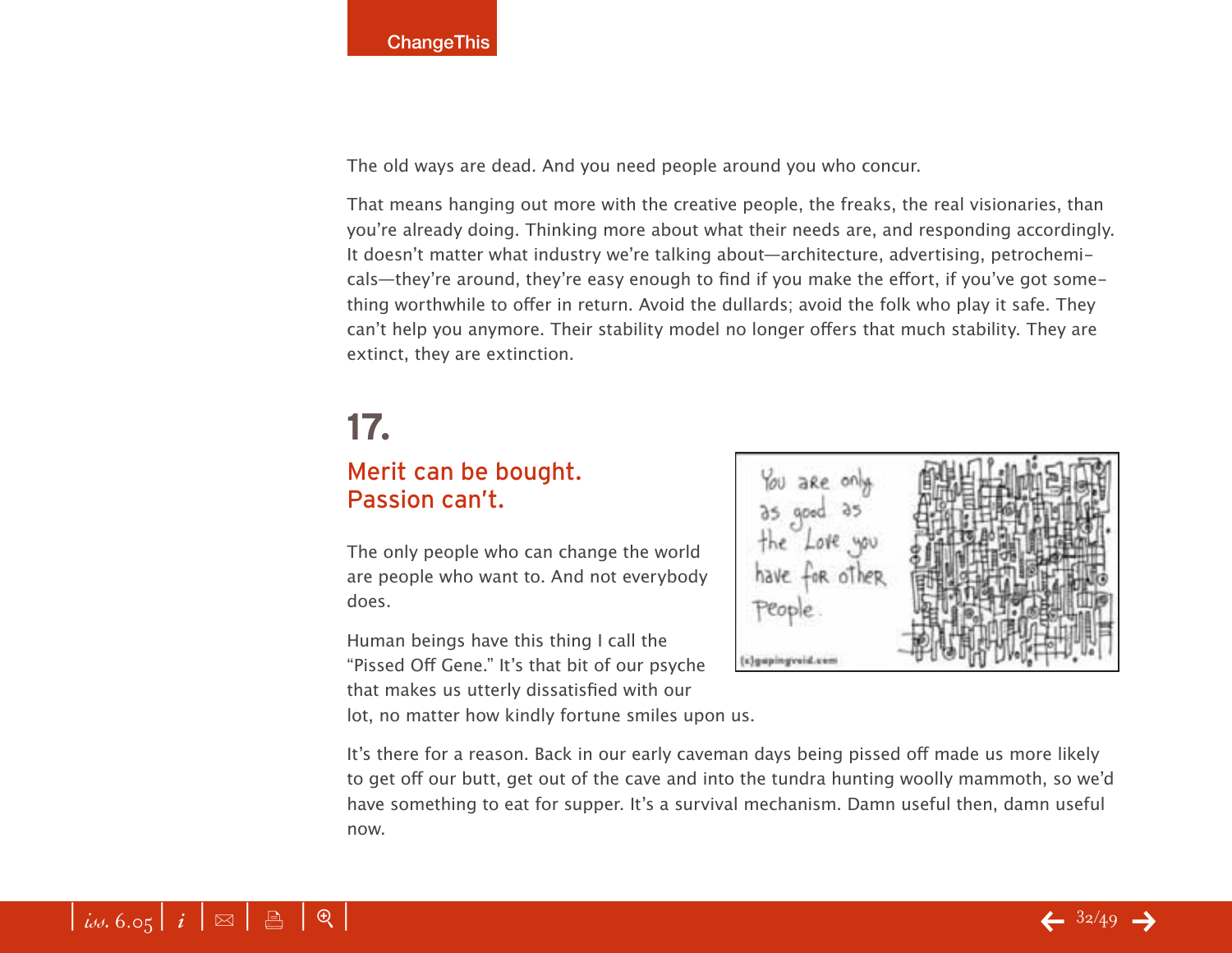The old ways are dead. And you need people around you who concur.

That means hanging out more with the creative people, the freaks, the real visionaries, than you're already doing. Thinking more about what their needs are, and responding accordingly. It doesn't matter what industry we're talking about—architecture, advertising, petrochemicals—they're around, they're easy enough to find if you make the effort, if you've got something worthwhile to offer in return. Avoid the dullards; avoid the folk who play it safe. They can't help you anymore. Their stability model no longer offers that much stability. They are extinct, they are extinction.

# 17.

## Merit can be bought. Passion can't.

The only people who can change the world are people who want to. And not everybody does.

Human beings have this thing I call the "Pissed Off Gene." It's that bit of our psyche that makes us utterly dissatisfied with our lot, no matter how kindly fortune smiles upon us.

It's there for a reason. Back in our early caveman days being pissed off made us more likely to get off our butt, get out of the cave and into the tundra hunting woolly mammoth, so we'd have something to eat for supper. It's a survival mechanism. Damn useful then, damn useful now.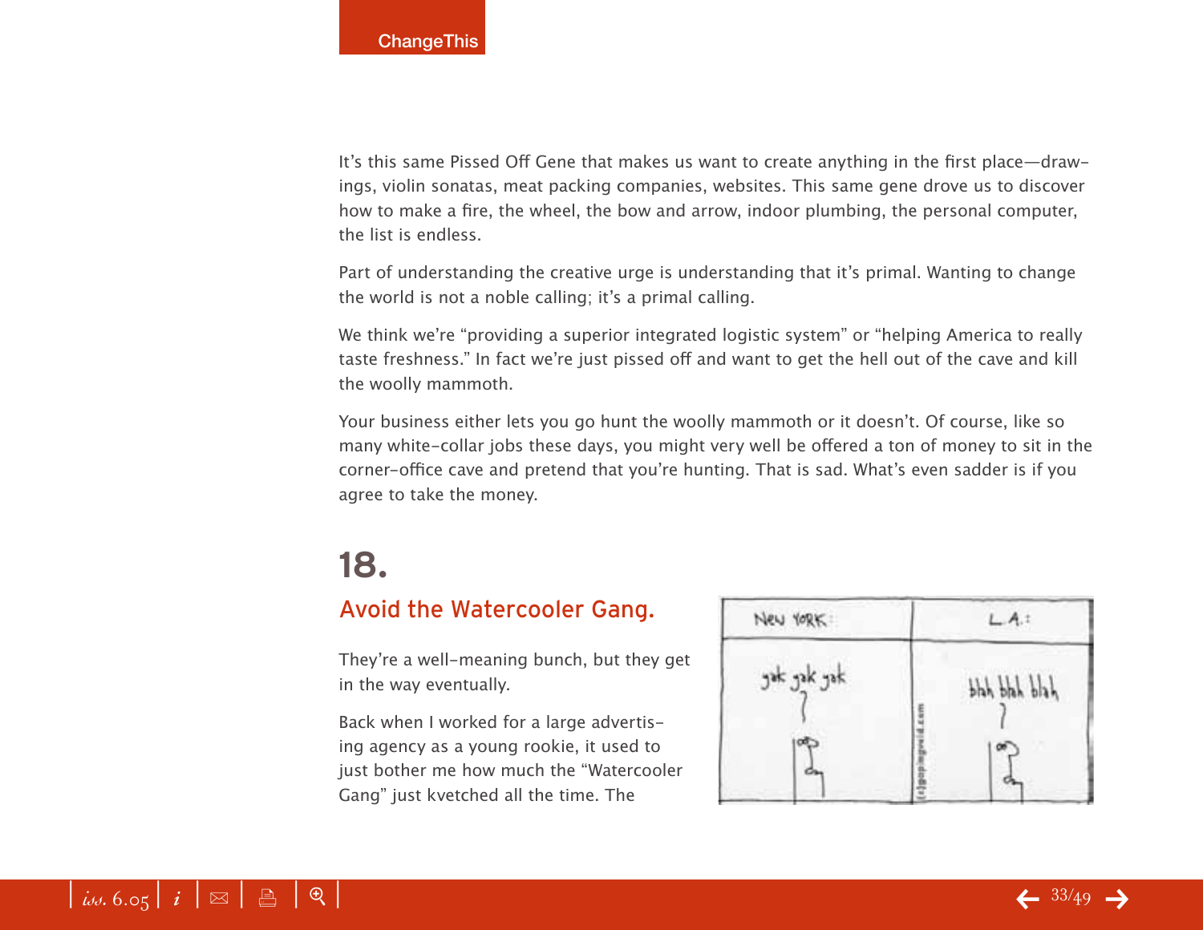It's this same Pissed Off Gene that makes us want to create anything in the first place—drawings, violin sonatas, meat packing companies, websites. This same gene drove us to discover how to make a fire, the wheel, the bow and arrow, indoor plumbing, the personal computer, the list is endless.

Part of understanding the creative urge is understanding that it's primal. Wanting to change the world is not a noble calling; it's a primal calling.

We think we're "providing a superior integrated logistic system" or "helping America to really taste freshness." In fact we're just pissed off and want to get the hell out of the cave and kill the woolly mammoth.

Your business either lets you go hunt the woolly mammoth or it doesn't. Of course, like so many white-collar jobs these days, you might very well be offered a ton of money to sit in the corner-office cave and pretend that you're hunting. That is sad. What's even sadder is if you agree to take the money.

## 18.

### Avoid the Watercooler Gang.

They're a well-meaning bunch, but they get in the way eventually.

Back when I worked for a large advertising agency as a young rookie, it used to just bother me how much the "Watercooler Gang" just kvetched all the time. The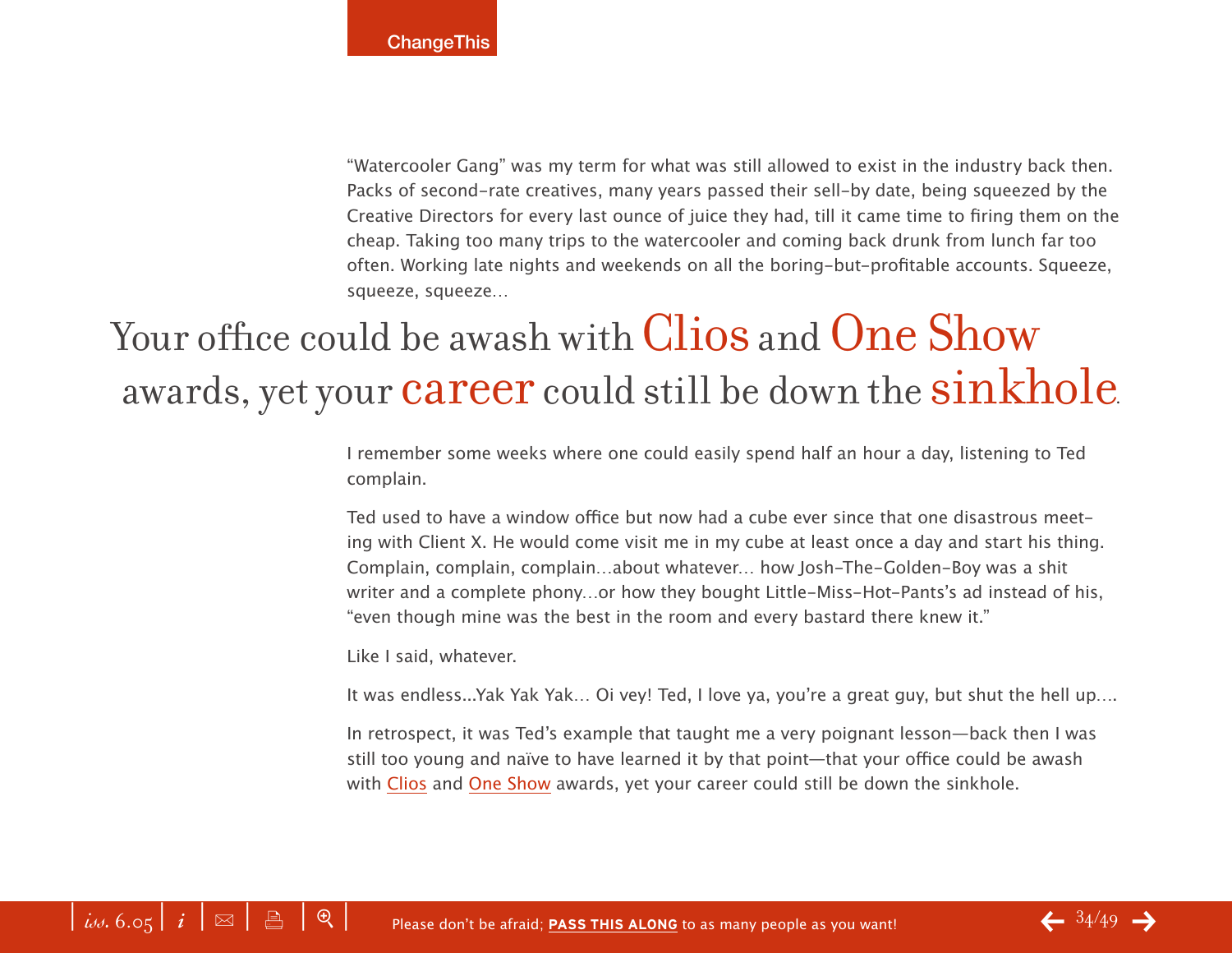"Watercooler Gang" was my term for what was still allowed to exist in the industry back then. Packs of second-rate creatives, many years passed their sell-by date, being squeezed by the Creative Directors for every last ounce of juice they had, till it came time to firing them on the cheap. Taking too many trips to the watercooler and coming back drunk from lunch far too often. Working late nights and weekends on all the boring-but-profitable accounts. Squeeze, squeeze, squeeze…

## Your office could be awash with Clios and One Show awards, yet your career could still be down the sinkhole.

I remember some weeks where one could easily spend half an hour a day, listening to Ted complain.

Ted used to have a window office but now had a cube ever since that one disastrous meeting with Client X. He would come visit me in my cube at least once a day and start his thing. Complain, complain, complain…about whatever… how Josh-The-Golden-Boy was a shit writer and a complete phony…or how they bought Little-Miss-Hot-Pants's ad instead of his, "even though mine was the best in the room and every bastard there knew it."

Like I said, whatever.

It was endless…Yak Yak Yak… Oi vey! Ted, I love ya, you're a great guy, but shut the hell up….

In retrospect, it was Ted's example that taught me a very poignant lesson—back then I was still too young and naïve to have learned it by that point—that your office could be awash with Clios and One Show awards, yet your career could still be down the sinkhole.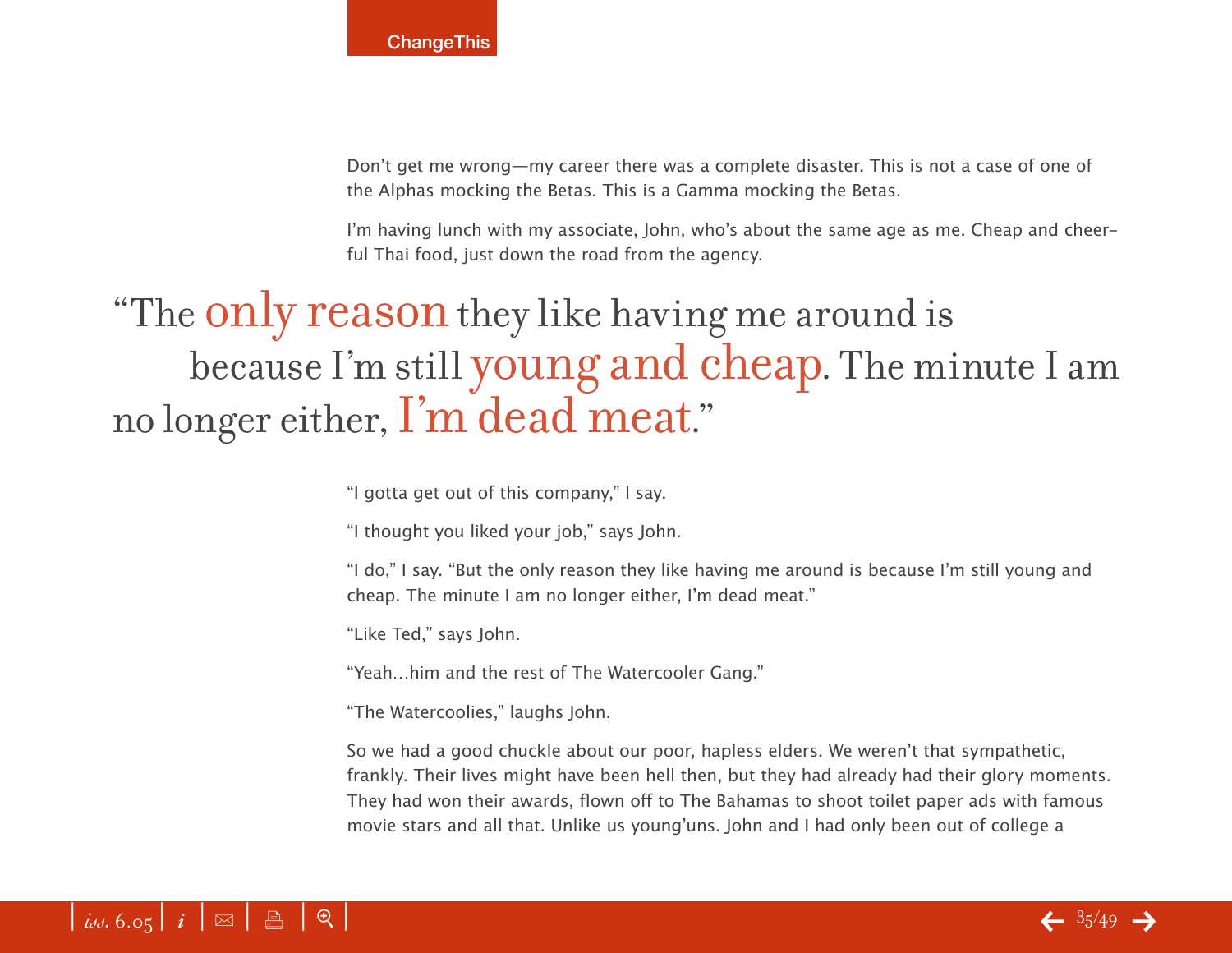Don't get me wrong—my career there was a complete disaster. This is not a case of one of the Alphas mocking the Betas. This is a Gamma mocking the Betas.

I'm having lunch with my associate, John, who's about the same age as me. Cheap and cheerful Thai food, just down the road from the agency.

> "The only reason they like having me around is because I'm still young and cheap. The minute I am no longer either, I'm dead meat."

"I gotta get out of this company," I say.

"I thought you liked your job," says John.

"I do," I say. "But the only reason they like having me around is because I'm still young and cheap. The minute I am no longer either, I'm dead meat."

"Like Ted," says John.

"Yeah…him and the rest of The Watercooler Gang."

"The Watercoolies," laughs John.

So we had a good chuckle about our poor, hapless elders. We weren't that sympathetic, frankly. Their lives might have been hell then, but they had already had their glory moments. They had won their awards, flown off to The Bahamas to shoot toilet paper ads with famous movie stars and all that. Unlike us young'uns. John and I had only been out of college a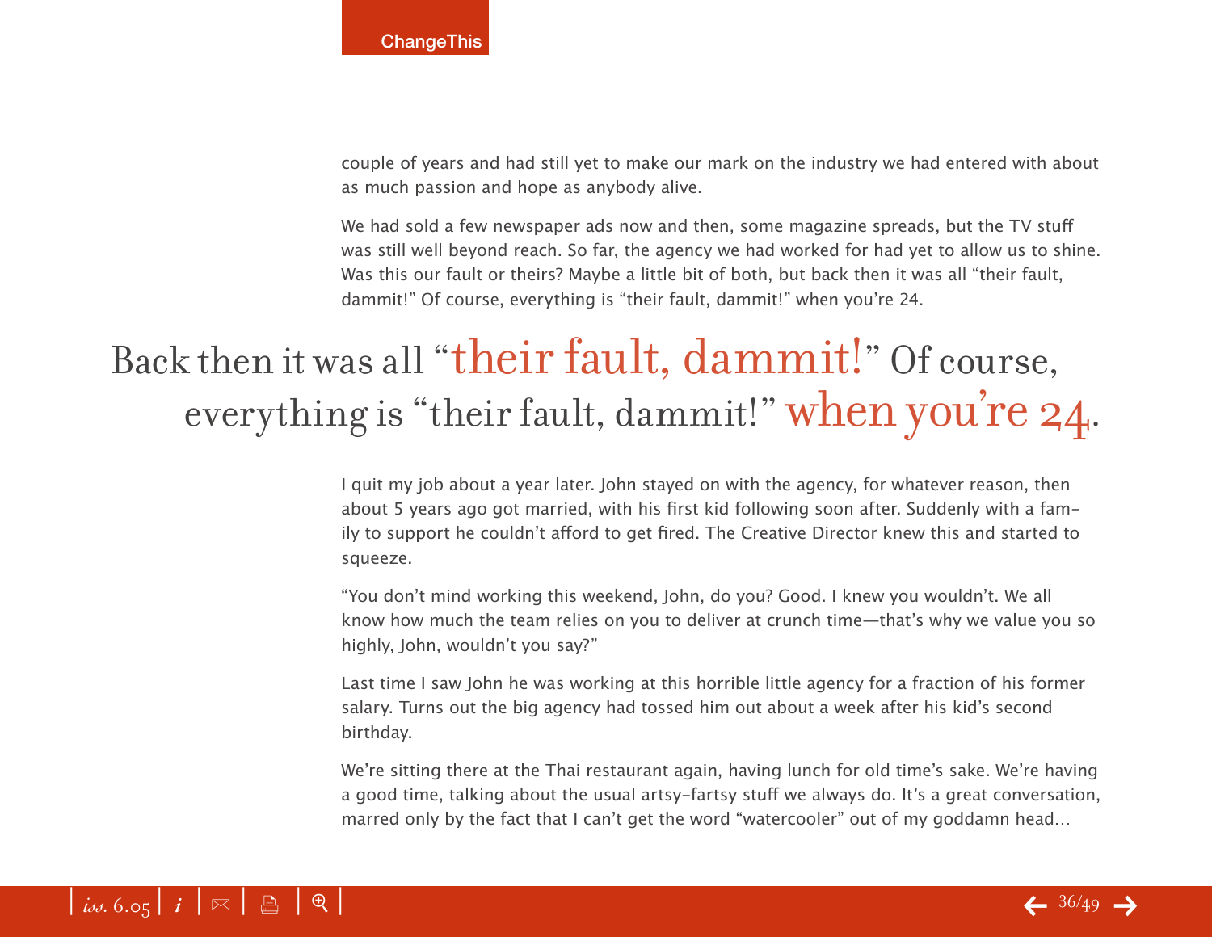couple of years and had still yet to make our mark on the industry we had entered with about as much passion and hope as anybody alive.

We had sold a few newspaper ads now and then, some magazine spreads, but the TV stuff was still well beyond reach. So far, the agency we had worked for had yet to allow us to shine. Was this our fault or theirs? Maybe a little bit of both, but back then it was all “their fault, dammit!” Of course, everything is “their fault, dammit!” when you’re 24.

> Back then it was all “their fault, dammit!” Of course, everything is “their fault, dammit!” when you’re 24.

I quit my job about a year later. John stayed on with the agency, for whatever reason, then about 5 years ago got married, with his first kid following soon after. Suddenly with a family to support he couldn’t afford to get fired. The Creative Director knew this and started to squeeze.

“You don’t mind working this weekend, John, do you? Good. I knew you wouldn’t. We all know how much the team relies on you to deliver at crunch time—that’s why we value you so highly, John, wouldn’t you say?”

Last time I saw John he was working at this horrible little agency for a fraction of his former salary. Turns out the big agency had tossed him out about a week after his kid’s second birthday.

We’re sitting there at the Thai restaurant again, having lunch for old time’s sake. We’re having a good time, talking about the usual artsy-fartsy stuff we always do. It’s a great conversation, marred only by the fact that I can’t get the word “watercooler” out of my goddamn head…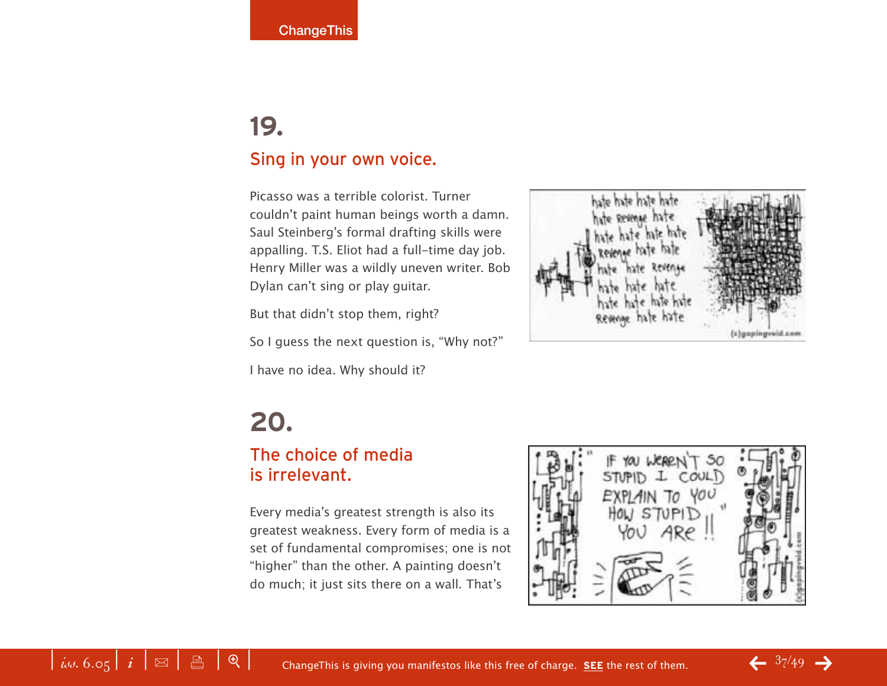## 19.

### Sing in your own voice.

Picasso was a terrible colorist. Turner couldn't paint human beings worth a damn. Saul Steinberg's formal drafting skills were appalling. T.S. Eliot had a full-time day job. Henry Miller was a wildly uneven writer. Bob Dylan can't sing or play guitar.

But that didn't stop them, right?

So I guess the next question is, "Why not?"

I have no idea. Why should it?

## 20.

### The choice of media is irrelevant.

Every media's greatest strength is also its greatest weakness. Every form of media is a set of fundamental compromises; one is not "higher" than the other. A painting doesn't do much; it just sits there on a wall. That's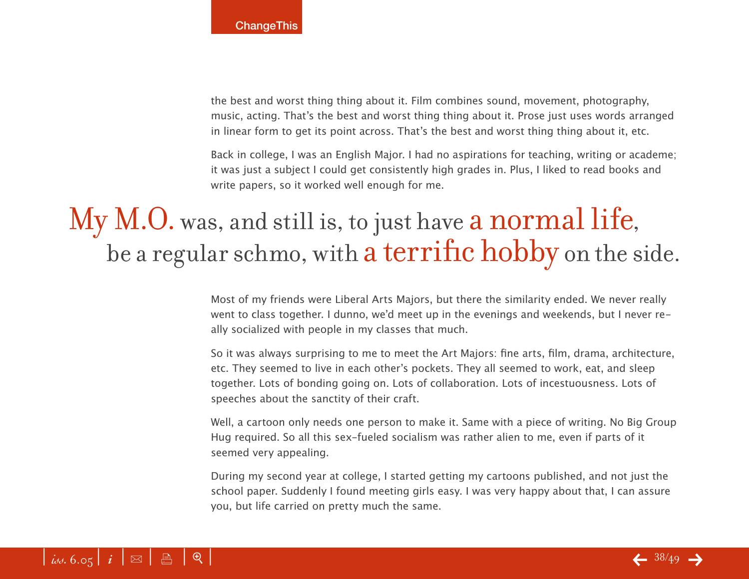the best and worst thing thing about it. Film combines sound, movement, photography, music, acting. That's the best and worst thing thing about it. Prose just uses words arranged in linear form to get its point across. That's the best and worst thing thing about it, etc.

Back in college, I was an English Major. I had no aspirations for teaching, writing or academe; it was just a subject I could get consistently high grades in. Plus, I liked to read books and write papers, so it worked well enough for me.

> My M.O. was, and still is, to just have a normal life, be a regular schmo, with a terrific hobby on the side.

Most of my friends were Liberal Arts Majors, but there the similarity ended. We never really went to class together. I dunno, we'd meet up in the evenings and weekends, but I never really socialized with people in my classes that much.

So it was always surprising to me to meet the Art Majors: fine arts, film, drama, architecture, etc. They seemed to live in each other's pockets. They all seemed to work, eat, and sleep together. Lots of bonding going on. Lots of collaboration. Lots of incestuousness. Lots of speeches about the sanctity of their craft.

Well, a cartoon only needs one person to make it. Same with a piece of writing. No Big Group Hug required. So all this sex-fueled socialism was rather alien to me, even if parts of it seemed very appealing.

During my second year at college, I started getting my cartoons published, and not just the school paper. Suddenly I found meeting girls easy. I was very happy about that, I can assure you, but life carried on pretty much the same.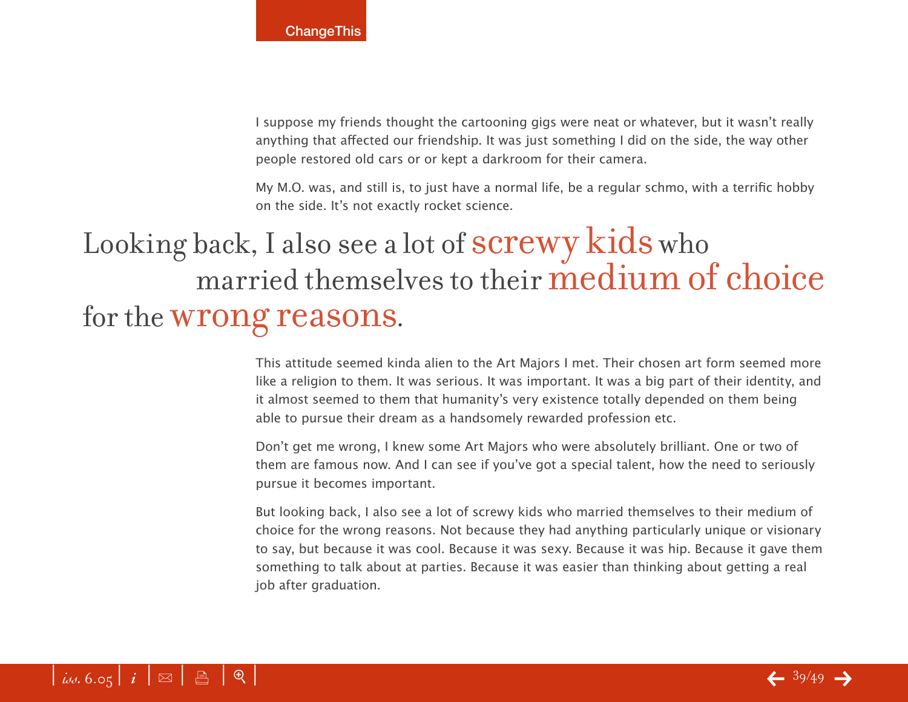I suppose my friends thought the cartooning gigs were neat or whatever, but it wasn't really anything that affected our friendship. It was just something I did on the side, the way other people restored old cars or or kept a darkroom for their camera.

My M.O. was, and still is, to just have a normal life, be a regular schmo, with a terrific hobby on the side. It's not exactly rocket science.

> Looking back, I also see a lot of **screwy kids** who married themselves to their **medium of choice** for the **wrong reasons**.

This attitude seemed kinda alien to the Art Majors I met. Their chosen art form seemed more like a religion to them. It was serious. It was important. It was a big part of their identity, and it almost seemed to them that humanity's very existence totally depended on them being able to pursue their dream as a handsomely rewarded profession etc.

Don't get me wrong, I knew some Art Majors who were absolutely brilliant. One or two of them are famous now. And I can see if you've got a special talent, how the need to seriously pursue it becomes important.

But looking back, I also see a lot of screwy kids who married themselves to their medium of choice for the wrong reasons. Not because they had anything particularly unique or visionary to say, but because it was cool. Because it was sexy. Because it was hip. Because it gave them something to talk about at parties. Because it was easier than thinking about getting a real job after graduation.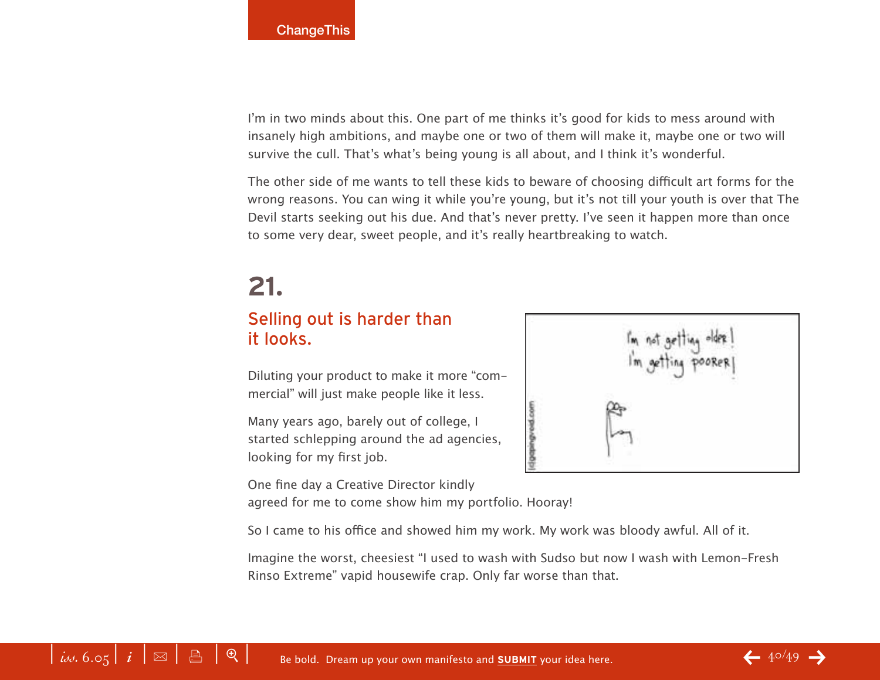I'm in two minds about this. One part of me thinks it's good for kids to mess around with insanely high ambitions, and maybe one or two of them will make it, maybe one or two will survive the cull. That's what's being young is all about, and I think it's wonderful.

The other side of me wants to tell these kids to beware of choosing difficult art forms for the wrong reasons. You can wing it while you're young, but it's not till your youth is over that The Devil starts seeking out his due. And that's never pretty. I've seen it happen more than once to some very dear, sweet people, and it's really heartbreaking to watch.

# 21.

## Selling out is harder than it looks.

Diluting your product to make it more "commercial" will just make people like it less.

Many years ago, barely out of college, I started schlepping around the ad agencies, looking for my first job.

One fine day a Creative Director kindly agreed for me to come show him my portfolio. Hooray!

So I came to his office and showed him my work. My work was bloody awful. All of it.

Imagine the worst, cheesiest "I used to wash with Sudso but now I wash with Lemon-Fresh Rinso Extreme" vapid housewife crap. Only far worse than that.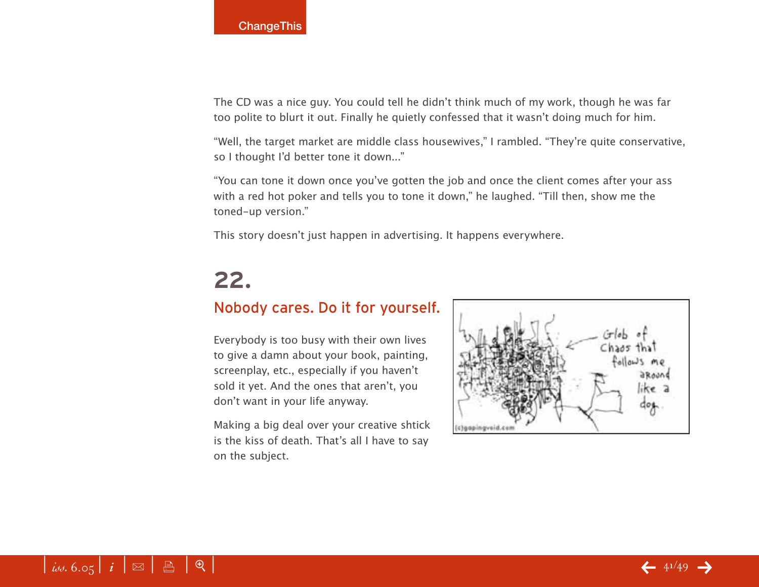The CD was a nice guy. You could tell he didn't think much of my work, though he was far too polite to blurt it out. Finally he quietly confessed that it wasn't doing much for him.

"Well, the target market are middle class housewives," I rambled. "They're quite conservative, so I thought I'd better tone it down..."

"You can tone it down once you've gotten the job and once the client comes after your ass with a red hot poker and tells you to tone it down," he laughed. "Till then, show me the toned-up version."

This story doesn't just happen in advertising. It happens everywhere.

# 22.

## Nobody cares. Do it for yourself.

Everybody is too busy with their own lives to give a damn about your book, painting, screenplay, etc., especially if you haven't sold it yet. And the ones that aren't, you don't want in your life anyway.

Making a big deal over your creative shtick is the kiss of death. That's all I have to say on the subject.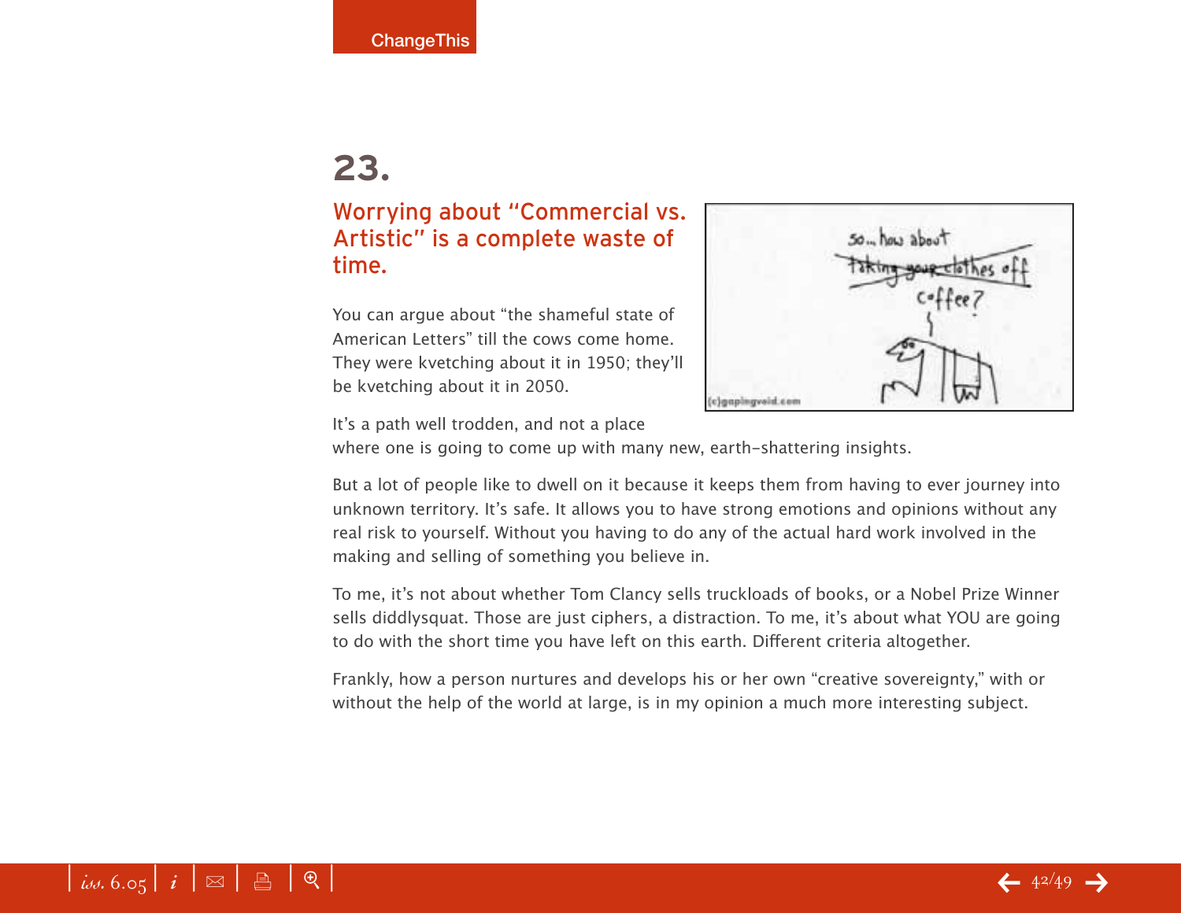# 23.

## Worrying about "Commercial vs. Artistic" is a complete waste of time.

You can argue about "the shameful state of American Letters" till the cows come home. They were kvetching about it in 1950; they'll be kvetching about it in 2050.

It's a path well trodden, and not a place where one is going to come up with many new, earth-shattering insights.

But a lot of people like to dwell on it because it keeps them from having to ever journey into unknown territory. It's safe. It allows you to have strong emotions and opinions without any real risk to yourself. Without you having to do any of the actual hard work involved in the making and selling of something you believe in.

To me, it's not about whether Tom Clancy sells truckloads of books, or a Nobel Prize Winner sells diddlysquat. Those are just ciphers, a distraction. To me, it's about what YOU are going to do with the short time you have left on this earth. Different criteria altogether.

Frankly, how a person nurtures and develops his or her own "creative sovereignty," with or without the help of the world at large, is in my opinion a much more interesting subject.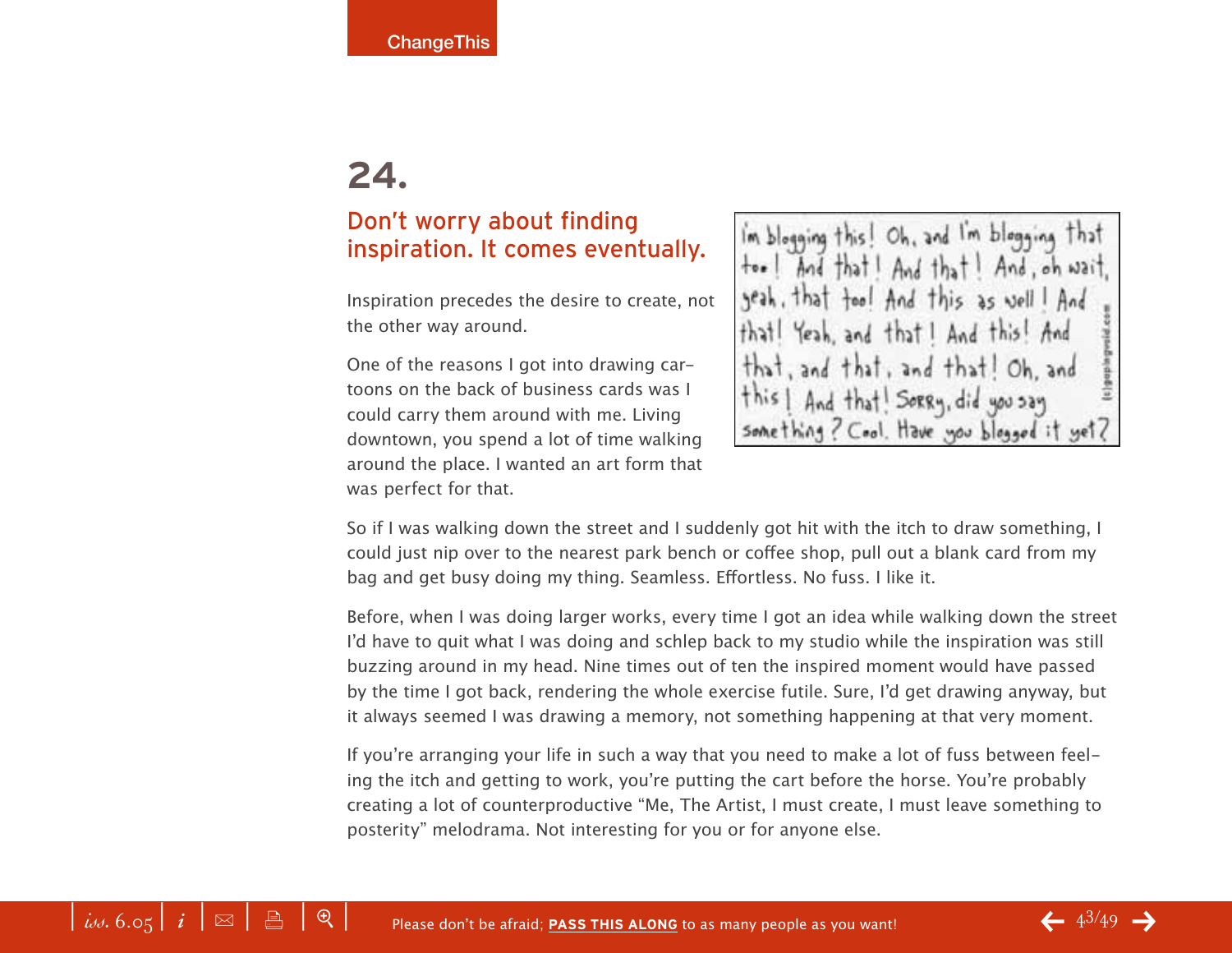# 24.

## Don't worry about finding inspiration. It comes eventually.

Inspiration precedes the desire to create, not the other way around.

One of the reasons I got into drawing cartoons on the back of business cards was I could carry them around with me. Living downtown, you spend a lot of time walking around the place. I wanted an art form that was perfect for that.

So if I was walking down the street and I suddenly got hit with the itch to draw something, I could just nip over to the nearest park bench or coffee shop, pull out a blank card from my bag and get busy doing my thing. Seamless. Effortless. No fuss. I like it.

Before, when I was doing larger works, every time I got an idea while walking down the street I'd have to quit what I was doing and schlep back to my studio while the inspiration was still buzzing around in my head. Nine times out of ten the inspired moment would have passed by the time I got back, rendering the whole exercise futile. Sure, I'd get drawing anyway, but it always seemed I was drawing a memory, not something happening at that very moment.

If you're arranging your life in such a way that you need to make a lot of fuss between feeling the itch and getting to work, you're putting the cart before the horse. You're probably creating a lot of counterproductive "Me, The Artist, I must create, I must leave something to posterity" melodrama. Not interesting for you or for anyone else.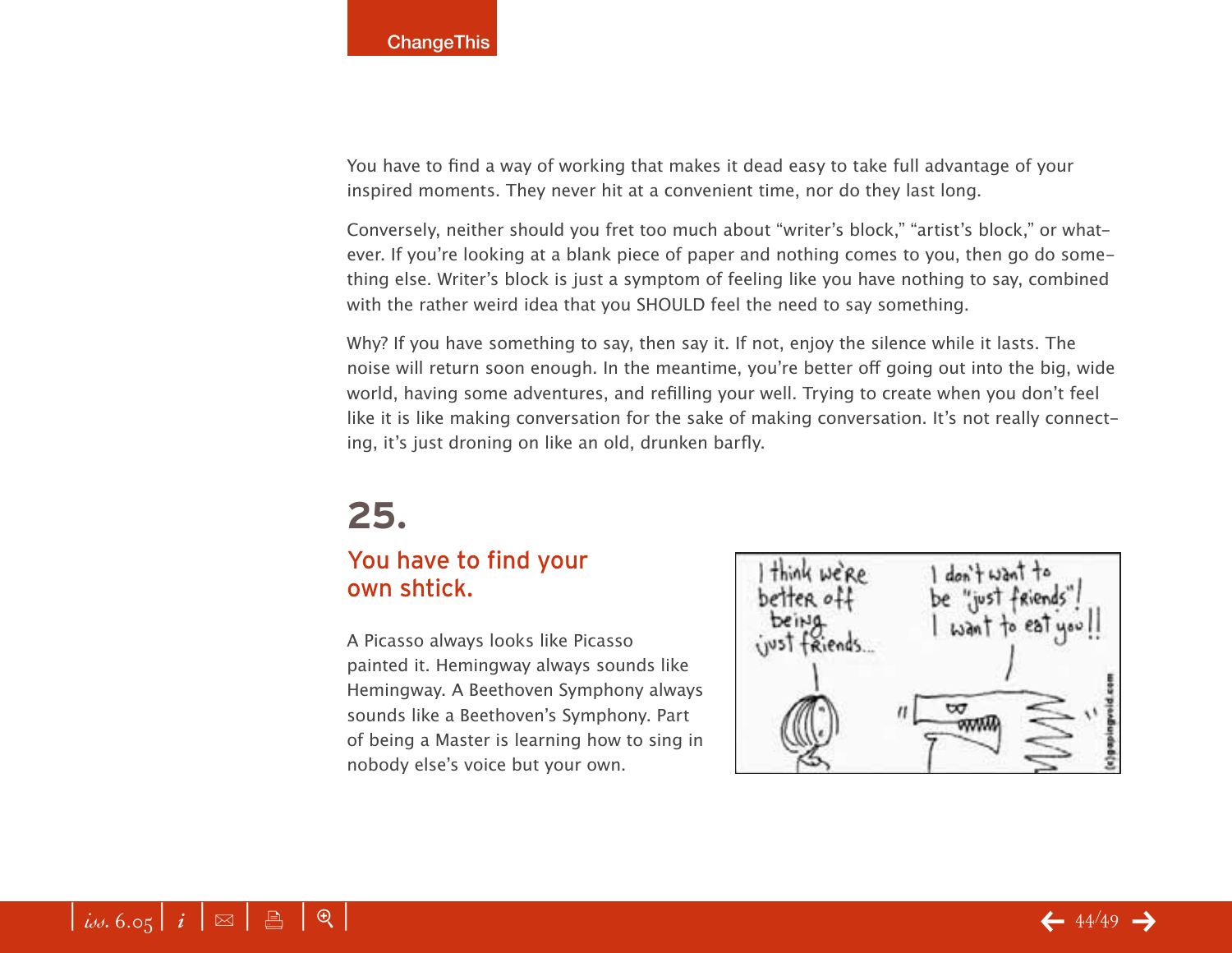You have to find a way of working that makes it dead easy to take full advantage of your inspired moments. They never hit at a convenient time, nor do they last long.

Conversely, neither should you fret too much about "writer's block," "artist's block," or whatever. If you're looking at a blank piece of paper and nothing comes to you, then go do something else. Writer's block is just a symptom of feeling like you have nothing to say, combined with the rather weird idea that you SHOULD feel the need to say something.

Why? If you have something to say, then say it. If not, enjoy the silence while it lasts. The noise will return soon enough. In the meantime, you're better off going out into the big, wide world, having some adventures, and refilling your well. Trying to create when you don't feel like it is like making conversation for the sake of making conversation. It's not really connecting, it's just droning on like an old, drunken barfly.

## 25.

### You have to find your own shtick.

A Picasso always looks like Picasso painted it. Hemingway always sounds like Hemingway. A Beethoven Symphony always sounds like a Beethoven's Symphony. Part of being a Master is learning how to sing in nobody else's voice but your own.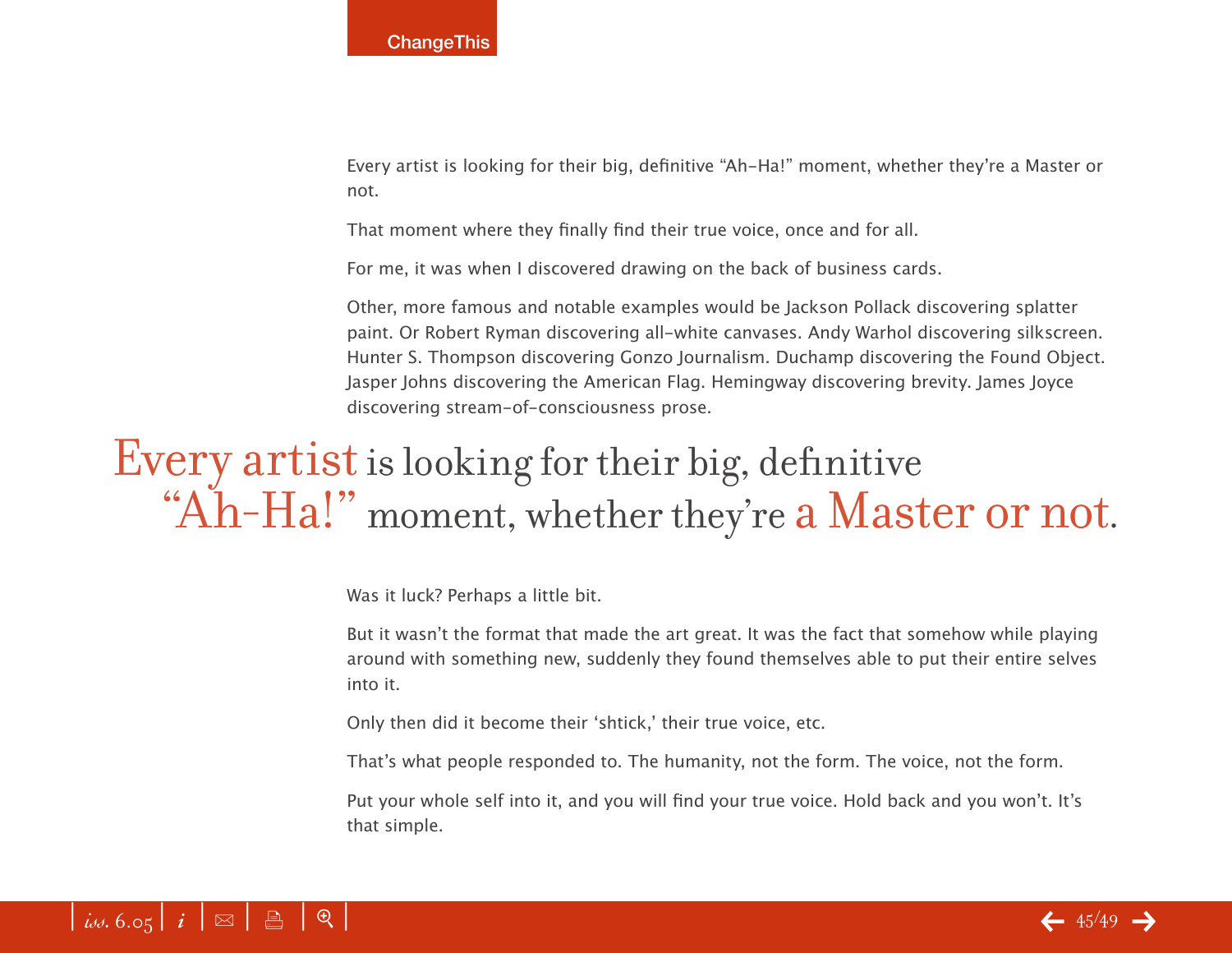Every artist is looking for their big, definitive "Ah-Ha!" moment, whether they're a Master or not.

That moment where they finally find their true voice, once and for all.

For me, it was when I discovered drawing on the back of business cards.

Other, more famous and notable examples would be Jackson Pollack discovering splatter paint. Or Robert Ryman discovering all-white canvases. Andy Warhol discovering silkscreen. Hunter S. Thompson discovering Gonzo Journalism. Duchamp discovering the Found Object. Jasper Johns discovering the American Flag. Hemingway discovering brevity. James Joyce discovering stream-of-consciousness prose.

> Every artist is looking for their big, definitive "Ah-Ha!" moment, whether they're a Master or not.

Was it luck? Perhaps a little bit.

But it wasn't the format that made the art great. It was the fact that somehow while playing around with something new, suddenly they found themselves able to put their entire selves into it.

Only then did it become their 'shtick,' their true voice, etc.

That's what people responded to. The humanity, not the form. The voice, not the form.

Put your whole self into it, and you will find your true voice. Hold back and you won't. It's that simple.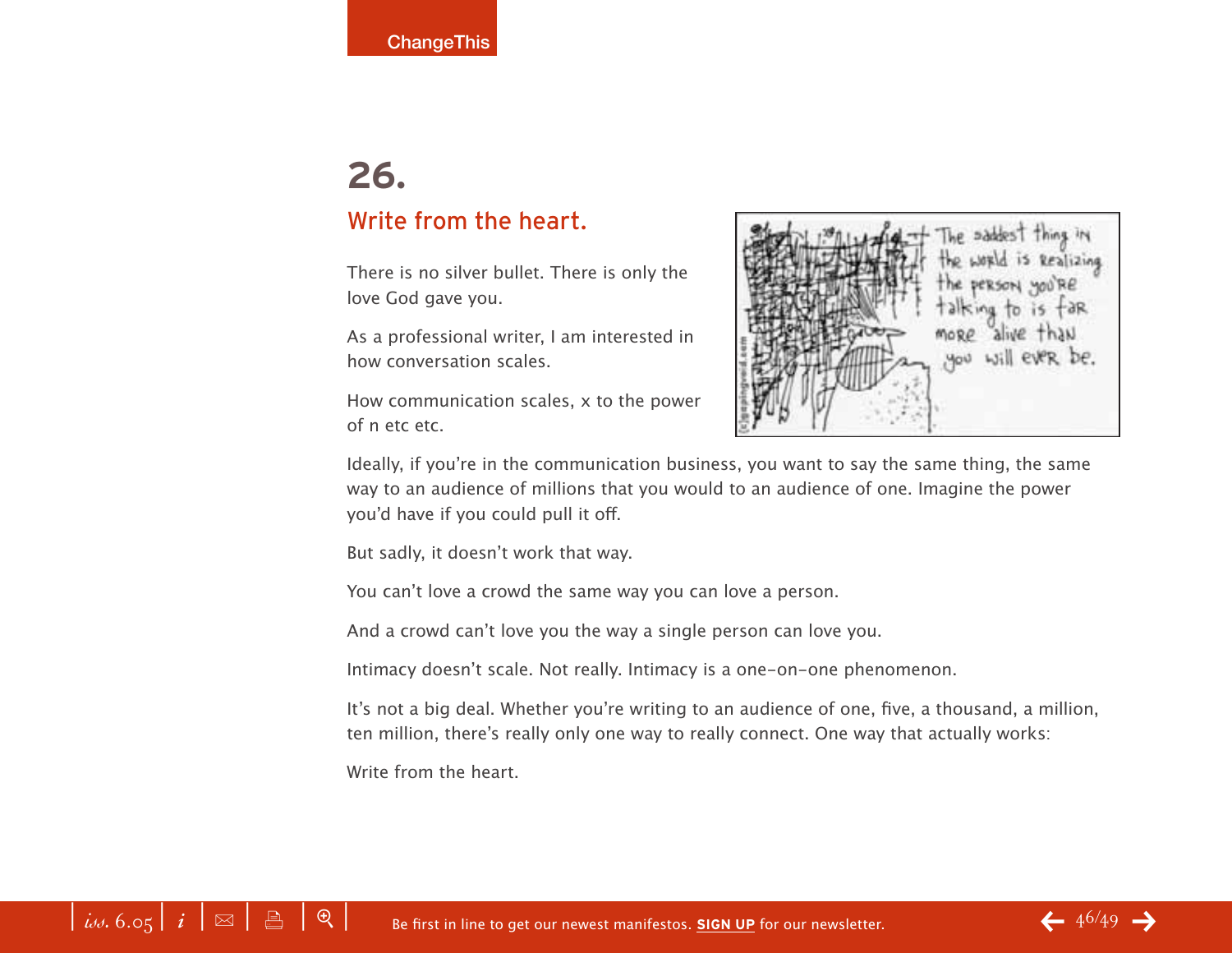## 26.

### Write from the heart.

There is no silver bullet. There is only the love God gave you.

As a professional writer, I am interested in how conversation scales.

How communication scales, x to the power of n etc etc.

Ideally, if you're in the communication business, you want to say the same thing, the same way to an audience of millions that you would to an audience of one. Imagine the power you'd have if you could pull it off.

But sadly, it doesn't work that way.

You can't love a crowd the same way you can love a person.

And a crowd can't love you the way a single person can love you.

Intimacy doesn't scale. Not really. Intimacy is a one-on-one phenomenon.

It's not a big deal. Whether you're writing to an audience of one, five, a thousand, a million, ten million, there's really only one way to really connect. One way that actually works:

Write from the heart.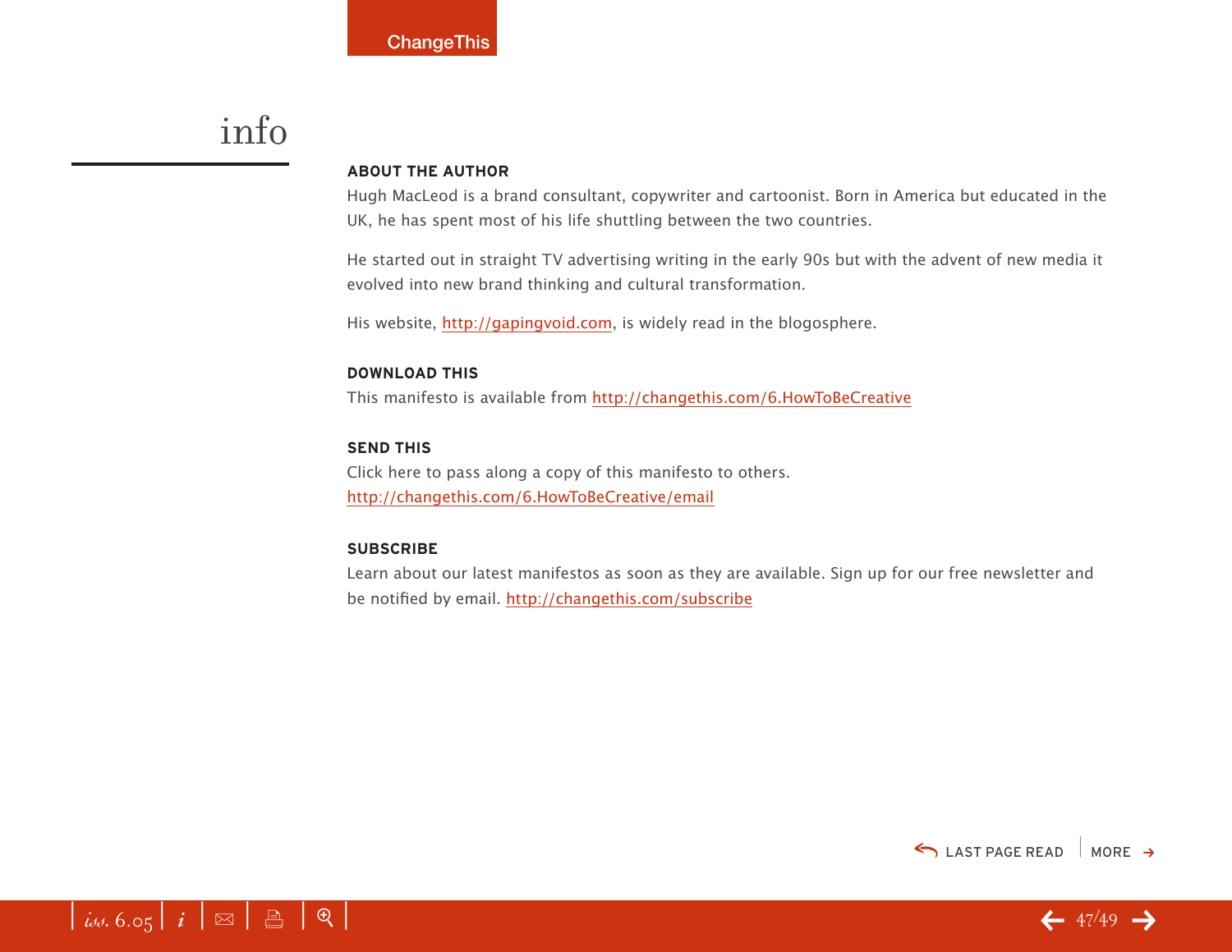# info

### ABOUT THE AUTHOR

Hugh MacLeod is a brand consultant, copywriter and cartoonist. Born in America but educated in the UK, he has spent most of his life shuttling between the two countries.

He started out in straight TV advertising writing in the early 90s but with the advent of new media it evolved into new brand thinking and cultural transformation.

His website, http://gapingvoid.com, is widely read in the blogosphere.

### DOWNLOAD THIS

This manifesto is available from http://changethis.com/6.HowToBeCreative

### SEND THIS

Click here to pass along a copy of this manifesto to others.
http://changethis.com/6.HowToBeCreative/email

### SUBSCRIBE

Learn about our latest manifestos as soon as they are available. Sign up for our free newsletter and be notified by email. http://changethis.com/subscribe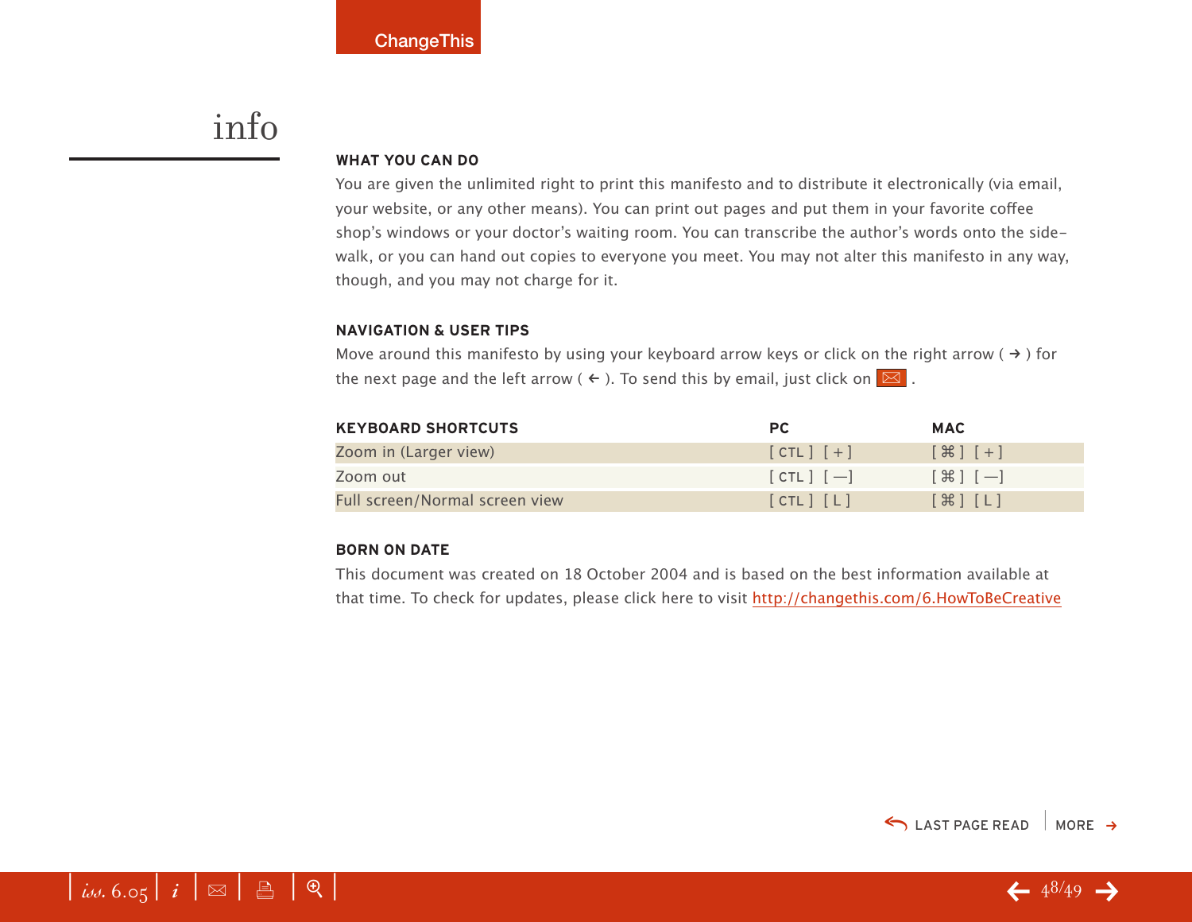# info

## WHAT YOU CAN DO

You are given the unlimited right to print this manifesto and to distribute it electronically (via email, your website, or any other means). You can print out pages and put them in your favorite coffee shop's windows or your doctor's waiting room. You can transcribe the author's words onto the sidewalk, or you can hand out copies to everyone you meet. You may not alter this manifesto in any way, though, and you may not charge for it.

## NAVIGATION & USER TIPS

Move around this manifesto by using your keyboard arrow keys or click on the right arrow ( → ) for the next page and the left arrow ( ← ). To send this by email, just click on ✉ .

| KEYBOARD SHORTCUTS | PC | MAC |
|---|---|---|
| Zoom in (Larger view) | [ CTL ] [ + ] | [ ⌘ ] [ + ] |
| Zoom out | [ CTL ] [ — ] | [ ⌘ ] [ — ] |
| Full screen/Normal screen view | [ CTL ] [ L ] | [ ⌘ ] [ L ] |

## BORN ON DATE

This document was created on 18 October 2004 and is based on the best information available at that time. To check for updates, please click here to visit http://changethis.com/6.HowToBeCreative

LAST PAGE READ | MORE →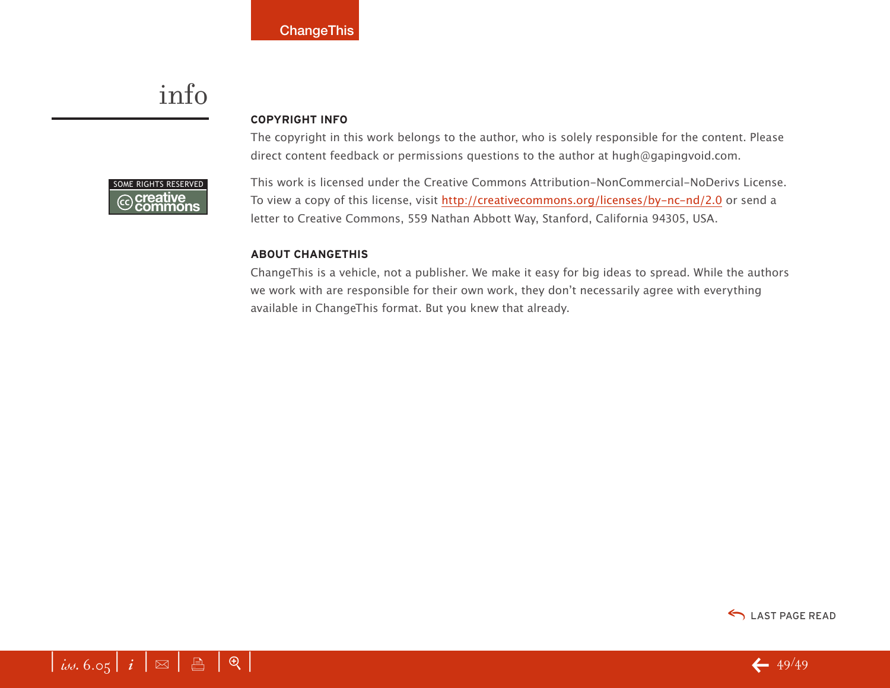# info

**COPYRIGHT INFO**

The copyright in this work belongs to the author, who is solely responsible for the content. Please direct content feedback or permissions questions to the author at hugh@gapingvoid.com.

SOME RIGHTS RESERVED
creative commons

This work is licensed under the Creative Commons Attribution-NonCommercial-NoDerivs License. To view a copy of this license, visit http://creativecommons.org/licenses/by-nc-nd/2.0 or send a letter to Creative Commons, 559 Nathan Abbott Way, Stanford, California 94305, USA.

**ABOUT CHANGETHIS**

ChangeThis is a vehicle, not a publisher. We make it easy for big ideas to spread. While the authors we work with are responsible for their own work, they don't necessarily agree with everything available in ChangeThis format. But you knew that already.